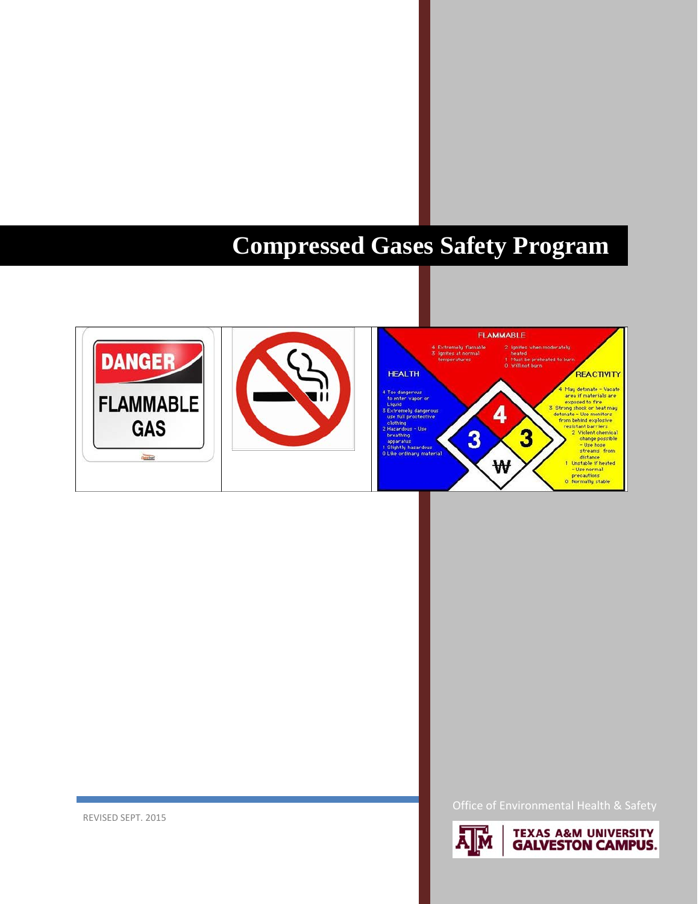# Compressed Gases Safety Program

REVISED SEPT. 2015

Office of Environmental Health & Safety

TEXAS A&M UNIVERSITY GALVESTON CAMPUS.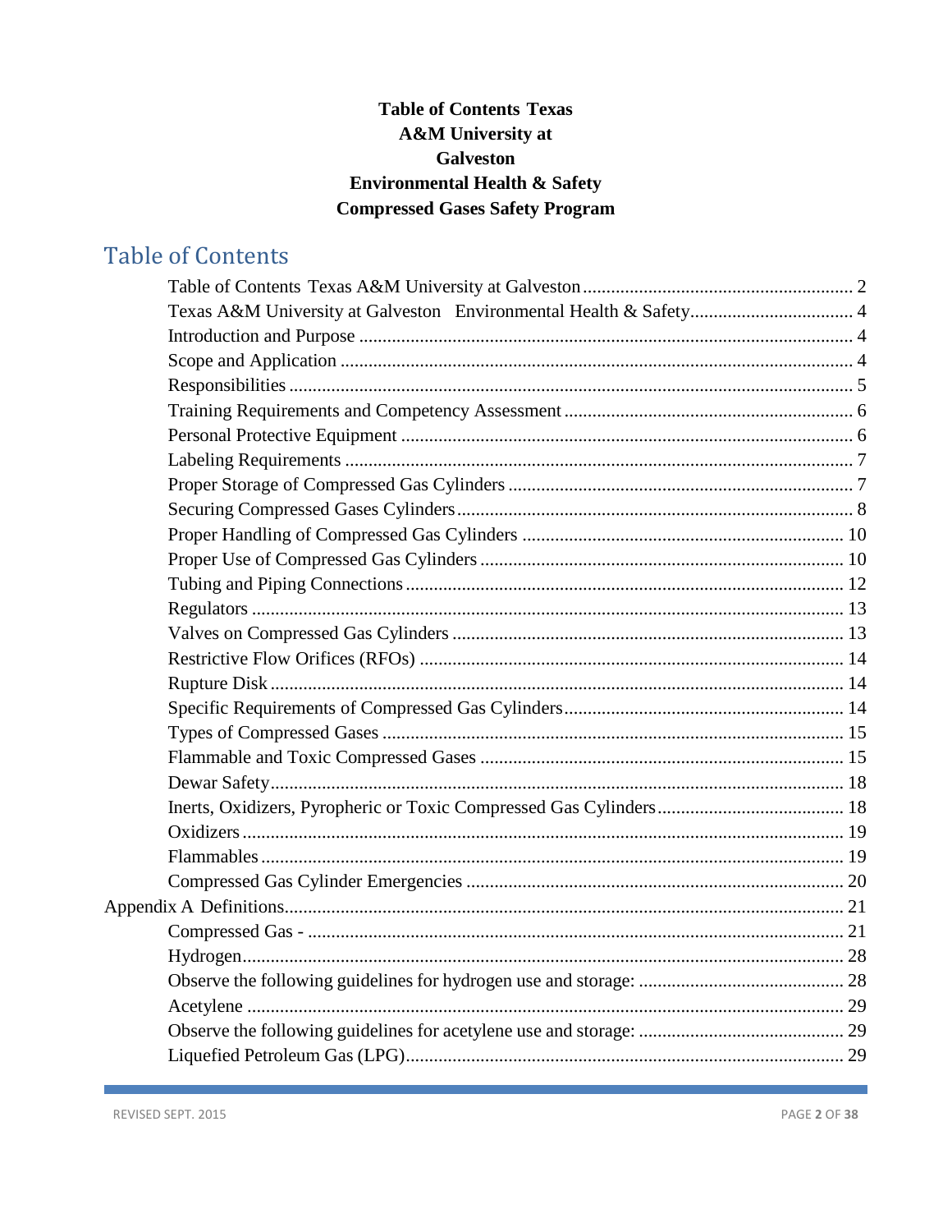**Table of Contents Texas A&M University at Galveston**
**Environmental Health & Safety**
**Compressed Gases Safety Program**

## Table of Contents

- Table of Contents Texas A&M University at Galveston ........ 2
- Texas A&M University at Galveston Environmental Health & Safety ........ 4
- Introduction and Purpose ........ 4
- Scope and Application ........ 4
- Responsibilities ........ 5
- Training Requirements and Competency Assessment ........ 6
- Personal Protective Equipment ........ 6
- Labeling Requirements ........ 7
- Proper Storage of Compressed Gas Cylinders ........ 7
- Securing Compressed Gases Cylinders ........ 8
- Proper Handling of Compressed Gas Cylinders ........ 10
- Proper Use of Compressed Gas Cylinders ........ 10
- Tubing and Piping Connections ........ 12
- Regulators ........ 13
- Valves on Compressed Gas Cylinders ........ 13
- Restrictive Flow Orifices (RFOs) ........ 14
- Rupture Disk ........ 14
- Specific Requirements of Compressed Gas Cylinders ........ 14
- Types of Compressed Gases ........ 15
- Flammable and Toxic Compressed Gases ........ 15
- Dewar Safety ........ 18
- Inerts, Oxidizers, Pyropheric or Toxic Compressed Gas Cylinders ........ 18
- Oxidizers ........ 19
- Flammables ........ 19
- Compressed Gas Cylinder Emergencies ........ 20

Appendix A Definitions ........ 21

- Compressed Gas - ........ 21
- Hydrogen ........ 28
- Observe the following guidelines for hydrogen use and storage: ........ 28
- Acetylene ........ 29
- Observe the following guidelines for acetylene use and storage: ........ 29
- Liquefied Petroleum Gas (LPG) ........ 29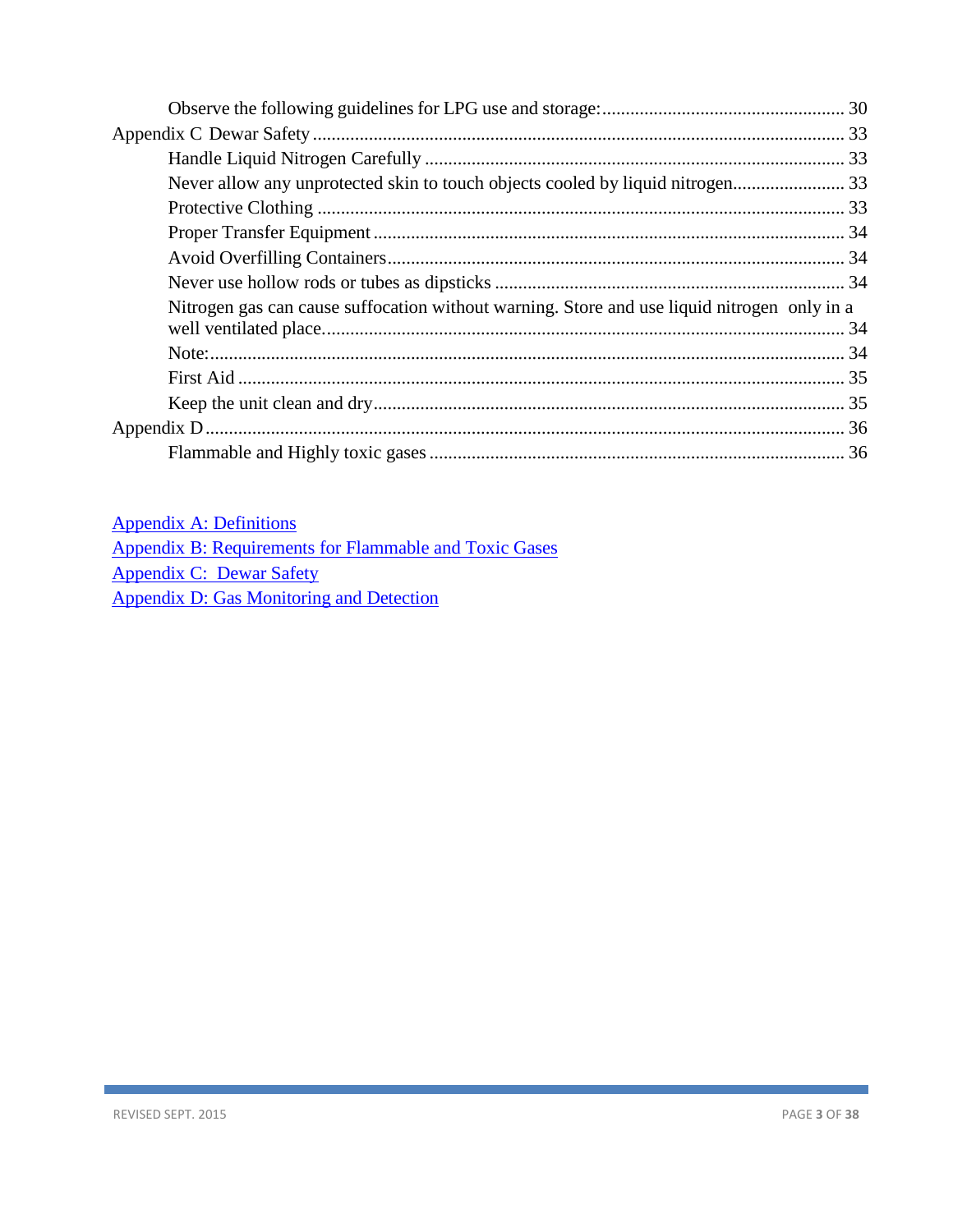Observe the following guidelines for LPG use and storage: .......... 30

Appendix C Dewar Safety .......... 33

Handle Liquid Nitrogen Carefully .......... 33

Never allow any unprotected skin to touch objects cooled by liquid nitrogen .......... 33

Protective Clothing .......... 33

Proper Transfer Equipment .......... 34

Avoid Overfilling Containers .......... 34

Never use hollow rods or tubes as dipsticks .......... 34

Nitrogen gas can cause suffocation without warning. Store and use liquid nitrogen only in a well ventilated place. .......... 34

Note: .......... 34

First Aid .......... 35

Keep the unit clean and dry .......... 35

Appendix D .......... 36

Flammable and Highly toxic gases .......... 36

Appendix A: Definitions

Appendix B: Requirements for Flammable and Toxic Gases

Appendix C: Dewar Safety

Appendix D: Gas Monitoring and Detection

REVISED SEPT. 2015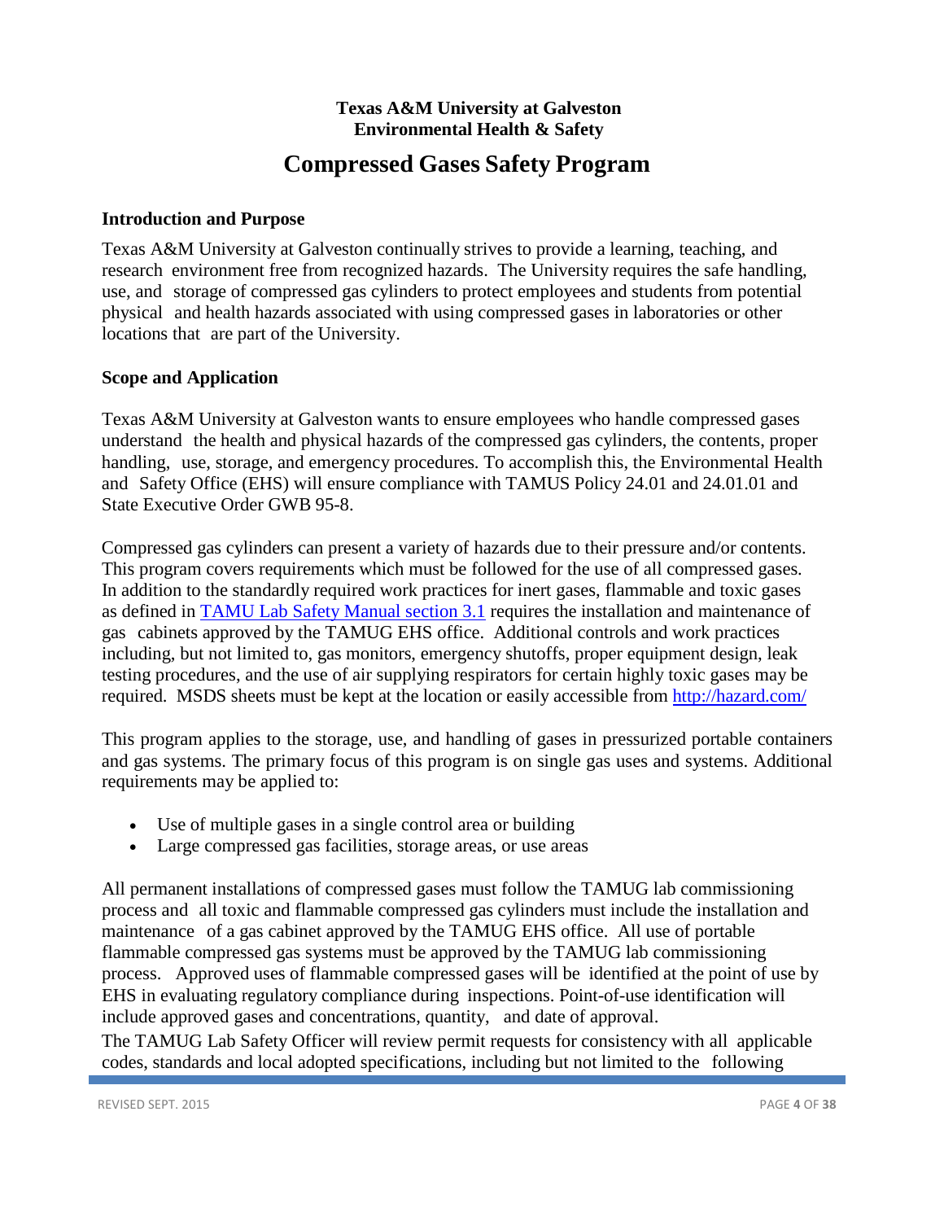**Texas A&M University at Galveston**
**Environmental Health & Safety**

# Compressed Gases Safety Program

## Introduction and Purpose

Texas A&M University at Galveston continually strives to provide a learning, teaching, and research environment free from recognized hazards. The University requires the safe handling, use, and storage of compressed gas cylinders to protect employees and students from potential physical and health hazards associated with using compressed gases in laboratories or other locations that are part of the University.

## Scope and Application

Texas A&M University at Galveston wants to ensure employees who handle compressed gases understand the health and physical hazards of the compressed gas cylinders, the contents, proper handling, use, storage, and emergency procedures. To accomplish this, the Environmental Health and Safety Office (EHS) will ensure compliance with TAMUS Policy 24.01 and 24.01.01 and State Executive Order GWB 95-8.

Compressed gas cylinders can present a variety of hazards due to their pressure and/or contents. This program covers requirements which must be followed for the use of all compressed gases. In addition to the standardly required work practices for inert gases, flammable and toxic gases as defined in [TAMU Lab Safety Manual section 3.1](TAMU Lab Safety Manual section 3.1) requires the installation and maintenance of gas cabinets approved by the TAMUG EHS office. Additional controls and work practices including, but not limited to, gas monitors, emergency shutoffs, proper equipment design, leak testing procedures, and the use of air supplying respirators for certain highly toxic gases may be required. MSDS sheets must be kept at the location or easily accessible from [http://hazard.com/](http://hazard.com/)

This program applies to the storage, use, and handling of gases in pressurized portable containers and gas systems. The primary focus of this program is on single gas uses and systems. Additional requirements may be applied to:

- Use of multiple gases in a single control area or building
- Large compressed gas facilities, storage areas, or use areas

All permanent installations of compressed gases must follow the TAMUG lab commissioning process and all toxic and flammable compressed gas cylinders must include the installation and maintenance of a gas cabinet approved by the TAMUG EHS office. All use of portable flammable compressed gas systems must be approved by the TAMUG lab commissioning process. Approved uses of flammable compressed gases will be identified at the point of use by EHS in evaluating regulatory compliance during inspections. Point-of-use identification will include approved gases and concentrations, quantity, and date of approval.

The TAMUG Lab Safety Officer will review permit requests for consistency with all applicable codes, standards and local adopted specifications, including but not limited to the following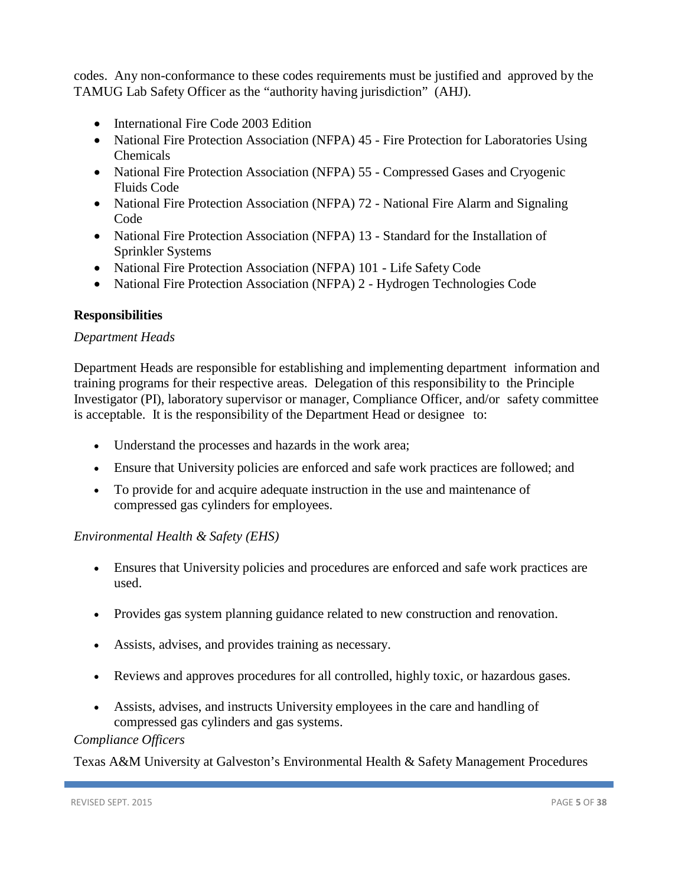codes. Any non-conformance to these codes requirements must be justified and approved by the TAMUG Lab Safety Officer as the "authority having jurisdiction" (AHJ).

- International Fire Code 2003 Edition
- National Fire Protection Association (NFPA) 45 - Fire Protection for Laboratories Using Chemicals
- National Fire Protection Association (NFPA) 55 - Compressed Gases and Cryogenic Fluids Code
- National Fire Protection Association (NFPA) 72 - National Fire Alarm and Signaling Code
- National Fire Protection Association (NFPA) 13 - Standard for the Installation of Sprinkler Systems
- National Fire Protection Association (NFPA) 101 - Life Safety Code
- National Fire Protection Association (NFPA) 2 - Hydrogen Technologies Code

**Responsibilities**

*Department Heads*

Department Heads are responsible for establishing and implementing department information and training programs for their respective areas. Delegation of this responsibility to the Principle Investigator (PI), laboratory supervisor or manager, Compliance Officer, and/or safety committee is acceptable. It is the responsibility of the Department Head or designee to:

- Understand the processes and hazards in the work area;
- Ensure that University policies are enforced and safe work practices are followed; and
- To provide for and acquire adequate instruction in the use and maintenance of compressed gas cylinders for employees.

*Environmental Health & Safety (EHS)*

- Ensures that University policies and procedures are enforced and safe work practices are used.
- Provides gas system planning guidance related to new construction and renovation.
- Assists, advises, and provides training as necessary.
- Reviews and approves procedures for all controlled, highly toxic, or hazardous gases.
- Assists, advises, and instructs University employees in the care and handling of compressed gas cylinders and gas systems.

*Compliance Officers*

Texas A&M University at Galveston's Environmental Health & Safety Management Procedures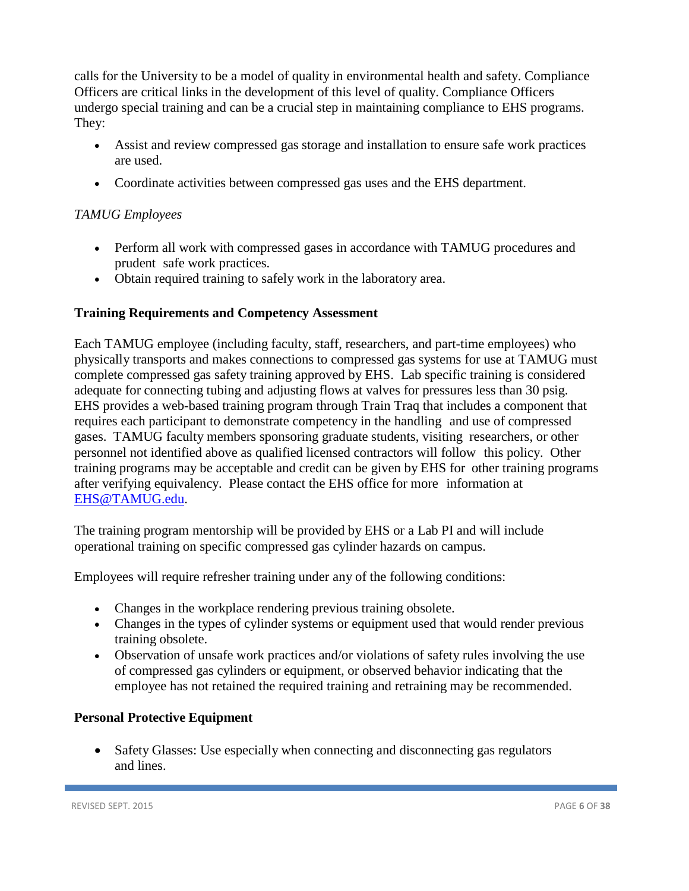calls for the University to be a model of quality in environmental health and safety. Compliance Officers are critical links in the development of this level of quality. Compliance Officers undergo special training and can be a crucial step in maintaining compliance to EHS programs. They:

- Assist and review compressed gas storage and installation to ensure safe work practices are used.
- Coordinate activities between compressed gas uses and the EHS department.

*TAMUG Employees*

- Perform all work with compressed gases in accordance with TAMUG procedures and prudent safe work practices.
- Obtain required training to safely work in the laboratory area.

**Training Requirements and Competency Assessment**

Each TAMUG employee (including faculty, staff, researchers, and part-time employees) who physically transports and makes connections to compressed gas systems for use at TAMUG must complete compressed gas safety training approved by EHS. Lab specific training is considered adequate for connecting tubing and adjusting flows at valves for pressures less than 30 psig. EHS provides a web-based training program through Train Traq that includes a component that requires each participant to demonstrate competency in the handling and use of compressed gases. TAMUG faculty members sponsoring graduate students, visiting researchers, or other personnel not identified above as qualified licensed contractors will follow this policy. Other training programs may be acceptable and credit can be given by EHS for other training programs after verifying equivalency. Please contact the EHS office for more information at EHS@TAMUG.edu.

The training program mentorship will be provided by EHS or a Lab PI and will include operational training on specific compressed gas cylinder hazards on campus.

Employees will require refresher training under any of the following conditions:

- Changes in the workplace rendering previous training obsolete.
- Changes in the types of cylinder systems or equipment used that would render previous training obsolete.
- Observation of unsafe work practices and/or violations of safety rules involving the use of compressed gas cylinders or equipment, or observed behavior indicating that the employee has not retained the required training and retraining may be recommended.

**Personal Protective Equipment**

- Safety Glasses: Use especially when connecting and disconnecting gas regulators and lines.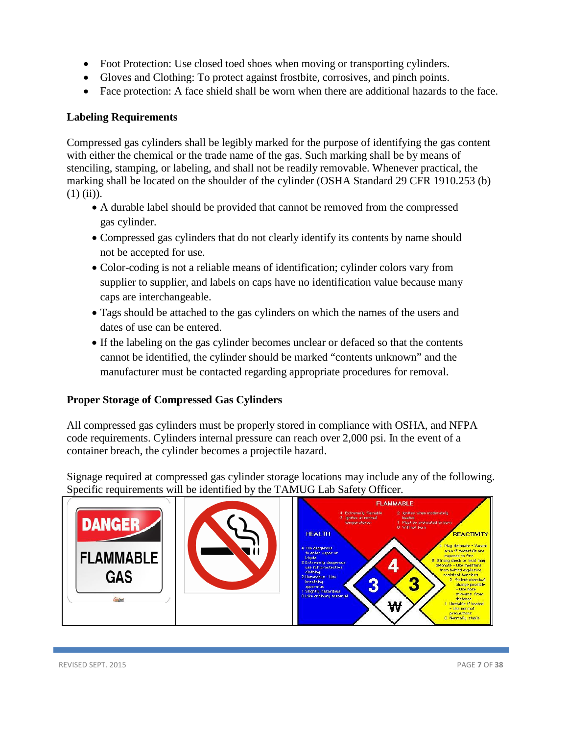- Foot Protection: Use closed toed shoes when moving or transporting cylinders.
- Gloves and Clothing: To protect against frostbite, corrosives, and pinch points.
- Face protection: A face shield shall be worn when there are additional hazards to the face.

**Labeling Requirements**

Compressed gas cylinders shall be legibly marked for the purpose of identifying the gas content with either the chemical or the trade name of the gas. Such marking shall be by means of stenciling, stamping, or labeling, and shall not be readily removable. Whenever practical, the marking shall be located on the shoulder of the cylinder (OSHA Standard 29 CFR 1910.253 (b) (1) (ii)).

- A durable label should be provided that cannot be removed from the compressed gas cylinder.
- Compressed gas cylinders that do not clearly identify its contents by name should not be accepted for use.
- Color-coding is not a reliable means of identification; cylinder colors vary from supplier to supplier, and labels on caps have no identification value because many caps are interchangeable.
- Tags should be attached to the gas cylinders on which the names of the users and dates of use can be entered.
- If the labeling on the gas cylinder becomes unclear or defaced so that the contents cannot be identified, the cylinder should be marked "contents unknown" and the manufacturer must be contacted regarding appropriate procedures for removal.

**Proper Storage of Compressed Gas Cylinders**

All compressed gas cylinders must be properly stored in compliance with OSHA, and NFPA code requirements. Cylinders internal pressure can reach over 2,000 psi. In the event of a container breach, the cylinder becomes a projectile hazard.

Signage required at compressed gas cylinder storage locations may include any of the following. Specific requirements will be identified by the TAMUG Lab Safety Officer.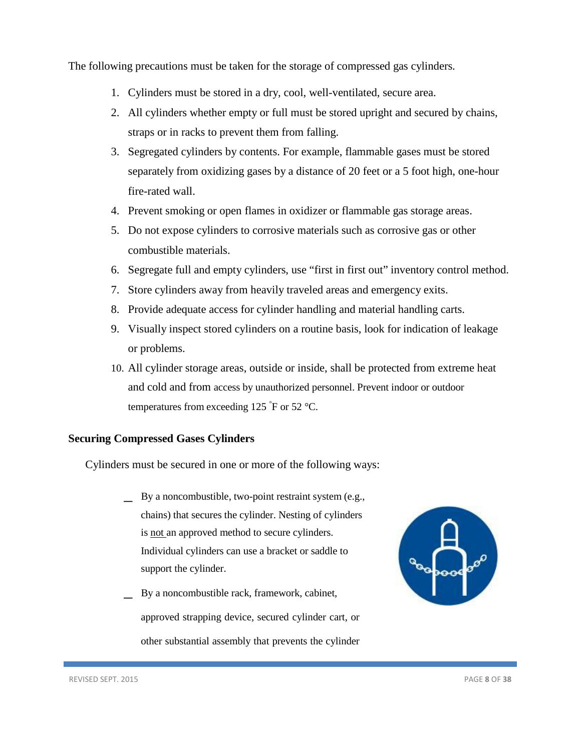The following precautions must be taken for the storage of compressed gas cylinders.

1. Cylinders must be stored in a dry, cool, well-ventilated, secure area.
2. All cylinders whether empty or full must be stored upright and secured by chains, straps or in racks to prevent them from falling.
3. Segregated cylinders by contents. For example, flammable gases must be stored separately from oxidizing gases by a distance of 20 feet or a 5 foot high, one-hour fire-rated wall.
4. Prevent smoking or open flames in oxidizer or flammable gas storage areas.
5. Do not expose cylinders to corrosive materials such as corrosive gas or other combustible materials.
6. Segregate full and empty cylinders, use "first in first out" inventory control method.
7. Store cylinders away from heavily traveled areas and emergency exits.
8. Provide adequate access for cylinder handling and material handling carts.
9. Visually inspect stored cylinders on a routine basis, look for indication of leakage or problems.
10. All cylinder storage areas, outside or inside, shall be protected from extreme heat and cold and from access by unauthorized personnel. Prevent indoor or outdoor temperatures from exceeding 125 °F or 52 °C.

**Securing Compressed Gases Cylinders**

Cylinders must be secured in one or more of the following ways:

- By a noncombustible, two-point restraint system (e.g., chains) that secures the cylinder. Nesting of cylinders is not an approved method to secure cylinders. Individual cylinders can use a bracket or saddle to support the cylinder.
- By a noncombustible rack, framework, cabinet, approved strapping device, secured cylinder cart, or other substantial assembly that prevents the cylinder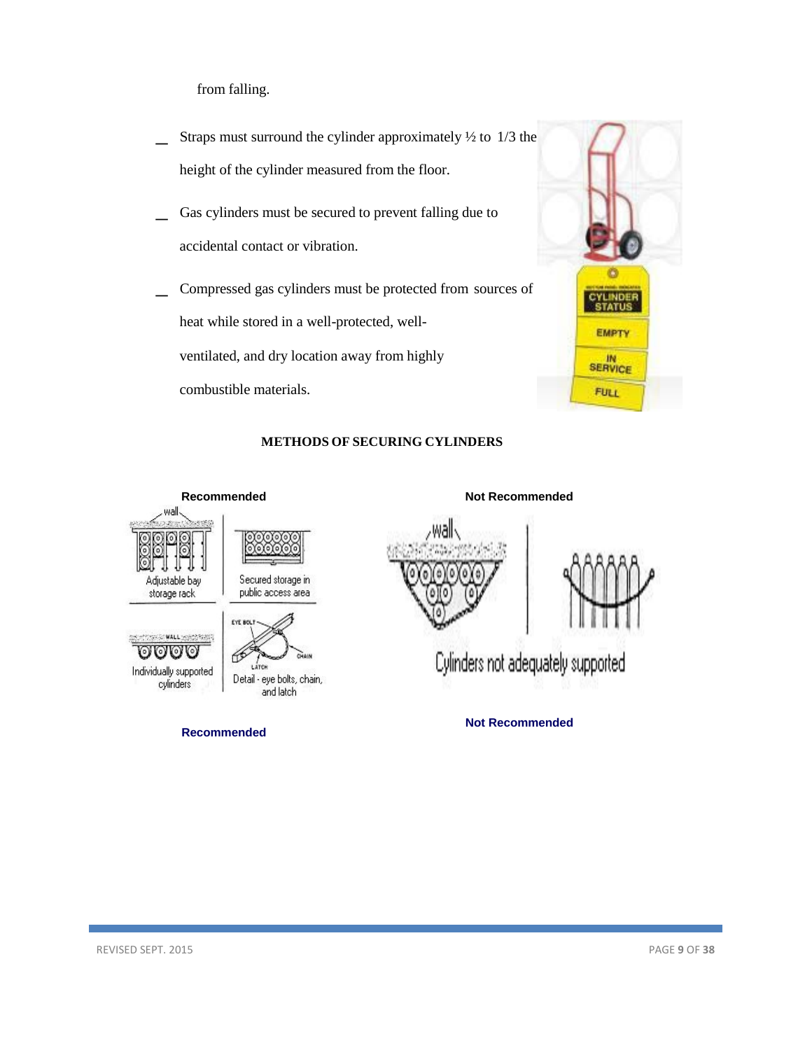from falling.

- Straps must surround the cylinder approximately ½ to 1/3 the height of the cylinder measured from the floor.
- Gas cylinders must be secured to prevent falling due to accidental contact or vibration.
- Compressed gas cylinders must be protected from sources of heat while stored in a well-protected, well-ventilated, and dry location away from highly combustible materials.

**METHODS OF SECURING CYLINDERS**

**Recommended**

**Not Recommended**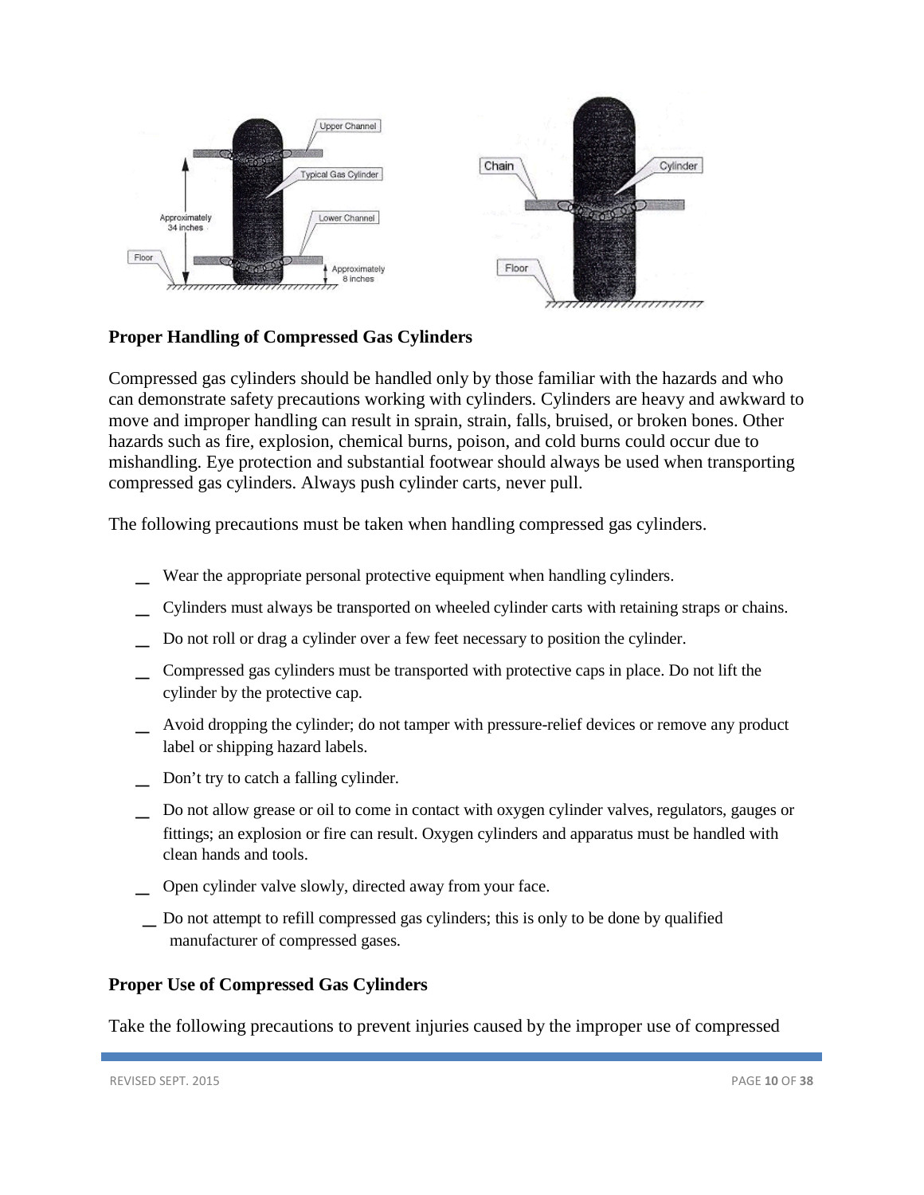**Proper Handling of Compressed Gas Cylinders**

Compressed gas cylinders should be handled only by those familiar with the hazards and who can demonstrate safety precautions working with cylinders. Cylinders are heavy and awkward to move and improper handling can result in sprain, strain, falls, bruised, or broken bones. Other hazards such as fire, explosion, chemical burns, poison, and cold burns could occur due to mishandling. Eye protection and substantial footwear should always be used when transporting compressed gas cylinders. Always push cylinder carts, never pull.

The following precautions must be taken when handling compressed gas cylinders.

- Wear the appropriate personal protective equipment when handling cylinders.
- Cylinders must always be transported on wheeled cylinder carts with retaining straps or chains.
- Do not roll or drag a cylinder over a few feet necessary to position the cylinder.
- Compressed gas cylinders must be transported with protective caps in place. Do not lift the cylinder by the protective cap.
- Avoid dropping the cylinder; do not tamper with pressure-relief devices or remove any product label or shipping hazard labels.
- Don't try to catch a falling cylinder.
- Do not allow grease or oil to come in contact with oxygen cylinder valves, regulators, gauges or fittings; an explosion or fire can result. Oxygen cylinders and apparatus must be handled with clean hands and tools.
- Open cylinder valve slowly, directed away from your face.
- Do not attempt to refill compressed gas cylinders; this is only to be done by qualified manufacturer of compressed gases.

**Proper Use of Compressed Gas Cylinders**

Take the following precautions to prevent injuries caused by the improper use of compressed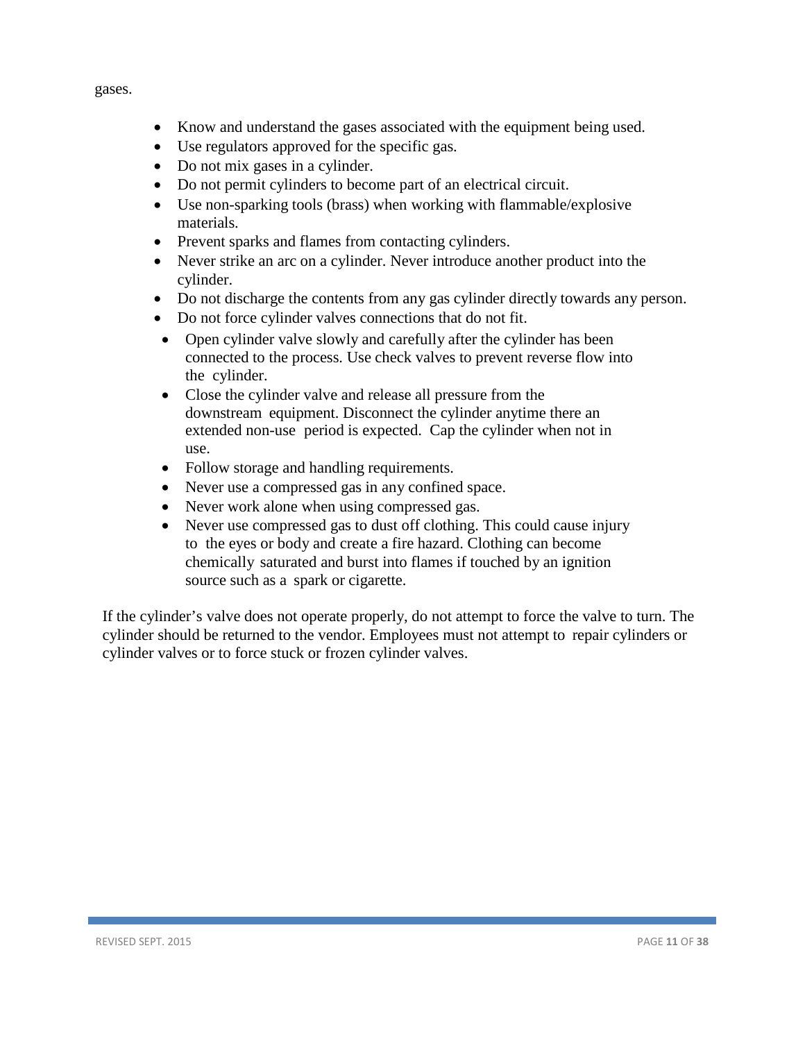gases.

- Know and understand the gases associated with the equipment being used.
- Use regulators approved for the specific gas.
- Do not mix gases in a cylinder.
- Do not permit cylinders to become part of an electrical circuit.
- Use non-sparking tools (brass) when working with flammable/explosive materials.
- Prevent sparks and flames from contacting cylinders.
- Never strike an arc on a cylinder. Never introduce another product into the cylinder.
- Do not discharge the contents from any gas cylinder directly towards any person.
- Do not force cylinder valves connections that do not fit.
- Open cylinder valve slowly and carefully after the cylinder has been connected to the process. Use check valves to prevent reverse flow into the cylinder.
- Close the cylinder valve and release all pressure from the downstream equipment. Disconnect the cylinder anytime there an extended non-use period is expected. Cap the cylinder when not in use.
- Follow storage and handling requirements.
- Never use a compressed gas in any confined space.
- Never work alone when using compressed gas.
- Never use compressed gas to dust off clothing. This could cause injury to the eyes or body and create a fire hazard. Clothing can become chemically saturated and burst into flames if touched by an ignition source such as a spark or cigarette.

If the cylinder's valve does not operate properly, do not attempt to force the valve to turn. The cylinder should be returned to the vendor. Employees must not attempt to repair cylinders or cylinder valves or to force stuck or frozen cylinder valves.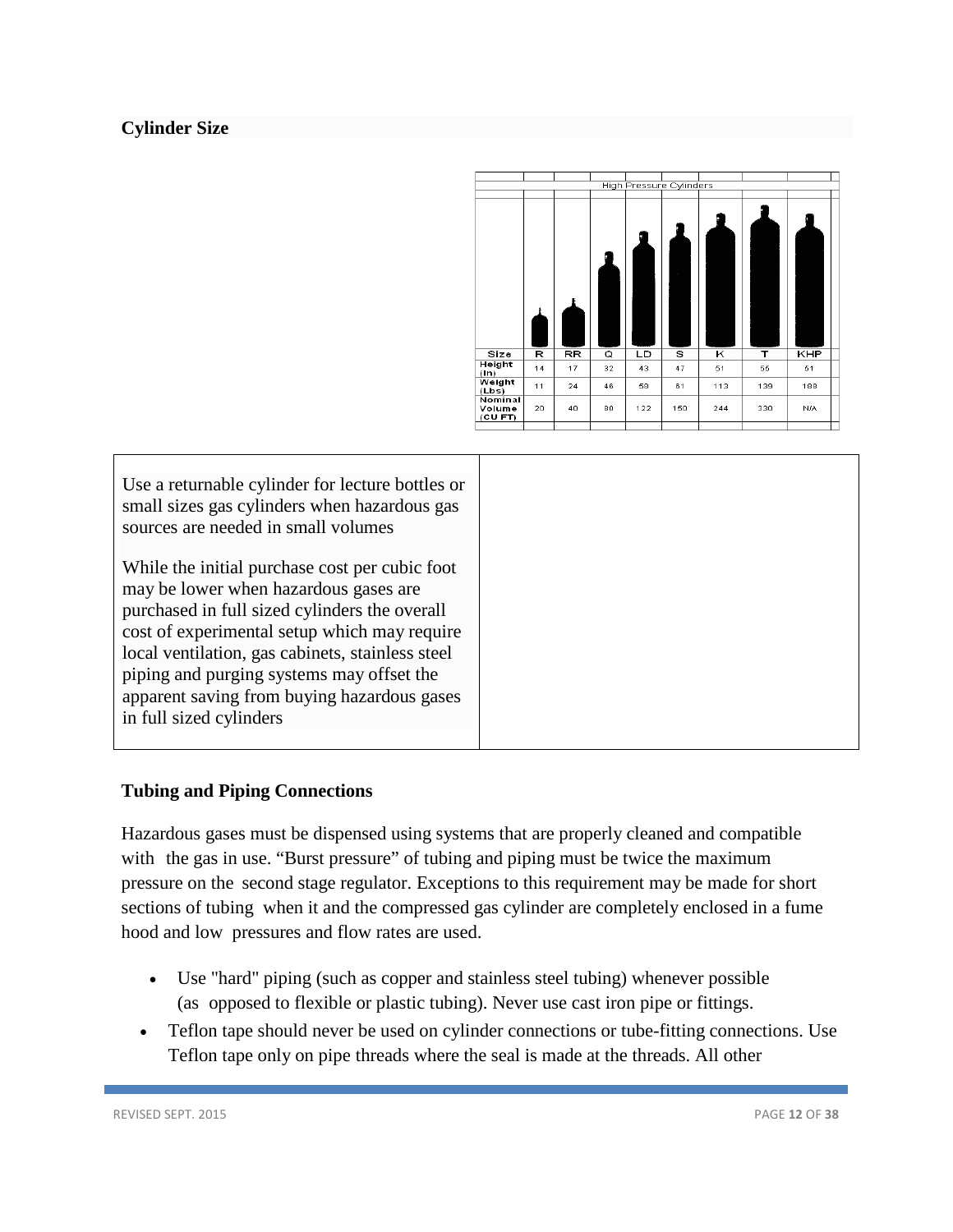### Cylinder Size

| High Pressure Cylinders | | | | | | | | |
|---|---|---|---|---|---|---|---|---|
| Size | R | RR | Q | LD | S | K | T | KHP |
| Height (In) | 14 | 17 | 32 | 43 | 47 | 51 | 56 | 51 |
| Weight (Lbs) | 11 | 24 | 46 | 59 | 61 | 113 | 139 | 188 |
| Nominal Volume (CU FT) | 20 | 40 | 80 | 122 | 150 | 244 | 330 | N/A |

Use a returnable cylinder for lecture bottles or small sizes gas cylinders when hazardous gas sources are needed in small volumes

While the initial purchase cost per cubic foot may be lower when hazardous gases are purchased in full sized cylinders the overall cost of experimental setup which may require local ventilation, gas cabinets, stainless steel piping and purging systems may offset the apparent saving from buying hazardous gases in full sized cylinders

### Tubing and Piping Connections

Hazardous gases must be dispensed using systems that are properly cleaned and compatible with the gas in use. "Burst pressure" of tubing and piping must be twice the maximum pressure on the second stage regulator. Exceptions to this requirement may be made for short sections of tubing when it and the compressed gas cylinder are completely enclosed in a fume hood and low pressures and flow rates are used.

- Use "hard" piping (such as copper and stainless steel tubing) whenever possible (as opposed to flexible or plastic tubing). Never use cast iron pipe or fittings.
- Teflon tape should never be used on cylinder connections or tube-fitting connections. Use Teflon tape only on pipe threads where the seal is made at the threads. All other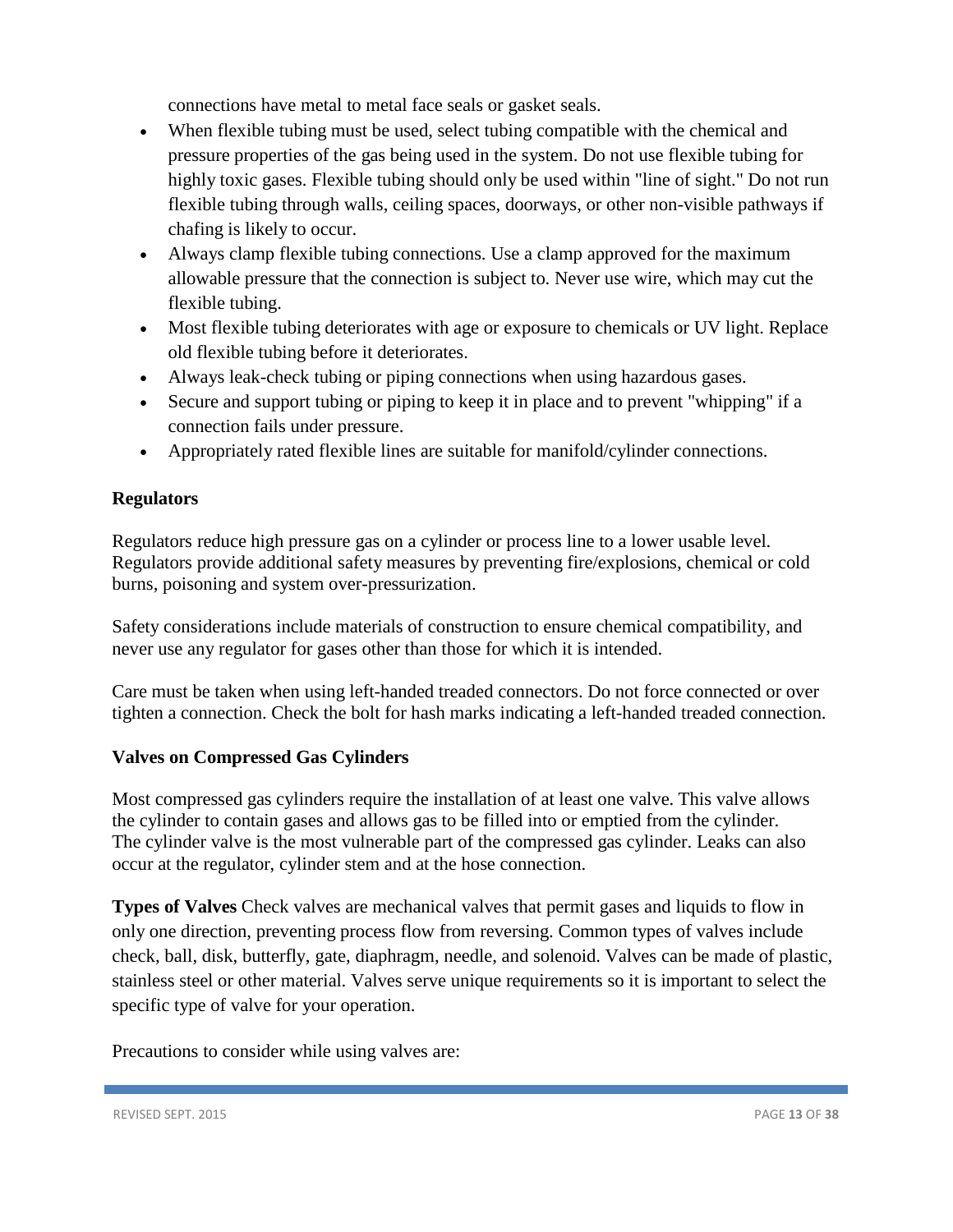connections have metal to metal face seals or gasket seals.

- When flexible tubing must be used, select tubing compatible with the chemical and pressure properties of the gas being used in the system. Do not use flexible tubing for highly toxic gases. Flexible tubing should only be used within "line of sight." Do not run flexible tubing through walls, ceiling spaces, doorways, or other non-visible pathways if chafing is likely to occur.
- Always clamp flexible tubing connections. Use a clamp approved for the maximum allowable pressure that the connection is subject to. Never use wire, which may cut the flexible tubing.
- Most flexible tubing deteriorates with age or exposure to chemicals or UV light. Replace old flexible tubing before it deteriorates.
- Always leak-check tubing or piping connections when using hazardous gases.
- Secure and support tubing or piping to keep it in place and to prevent "whipping" if a connection fails under pressure.
- Appropriately rated flexible lines are suitable for manifold/cylinder connections.

**Regulators**

Regulators reduce high pressure gas on a cylinder or process line to a lower usable level. Regulators provide additional safety measures by preventing fire/explosions, chemical or cold burns, poisoning and system over-pressurization.

Safety considerations include materials of construction to ensure chemical compatibility, and never use any regulator for gases other than those for which it is intended.

Care must be taken when using left-handed treaded connectors. Do not force connected or over tighten a connection. Check the bolt for hash marks indicating a left-handed treaded connection.

**Valves on Compressed Gas Cylinders**

Most compressed gas cylinders require the installation of at least one valve. This valve allows the cylinder to contain gases and allows gas to be filled into or emptied from the cylinder. The cylinder valve is the most vulnerable part of the compressed gas cylinder. Leaks can also occur at the regulator, cylinder stem and at the hose connection.

**Types of Valves** Check valves are mechanical valves that permit gases and liquids to flow in only one direction, preventing process flow from reversing. Common types of valves include check, ball, disk, butterfly, gate, diaphragm, needle, and solenoid. Valves can be made of plastic, stainless steel or other material. Valves serve unique requirements so it is important to select the specific type of valve for your operation.

Precautions to consider while using valves are: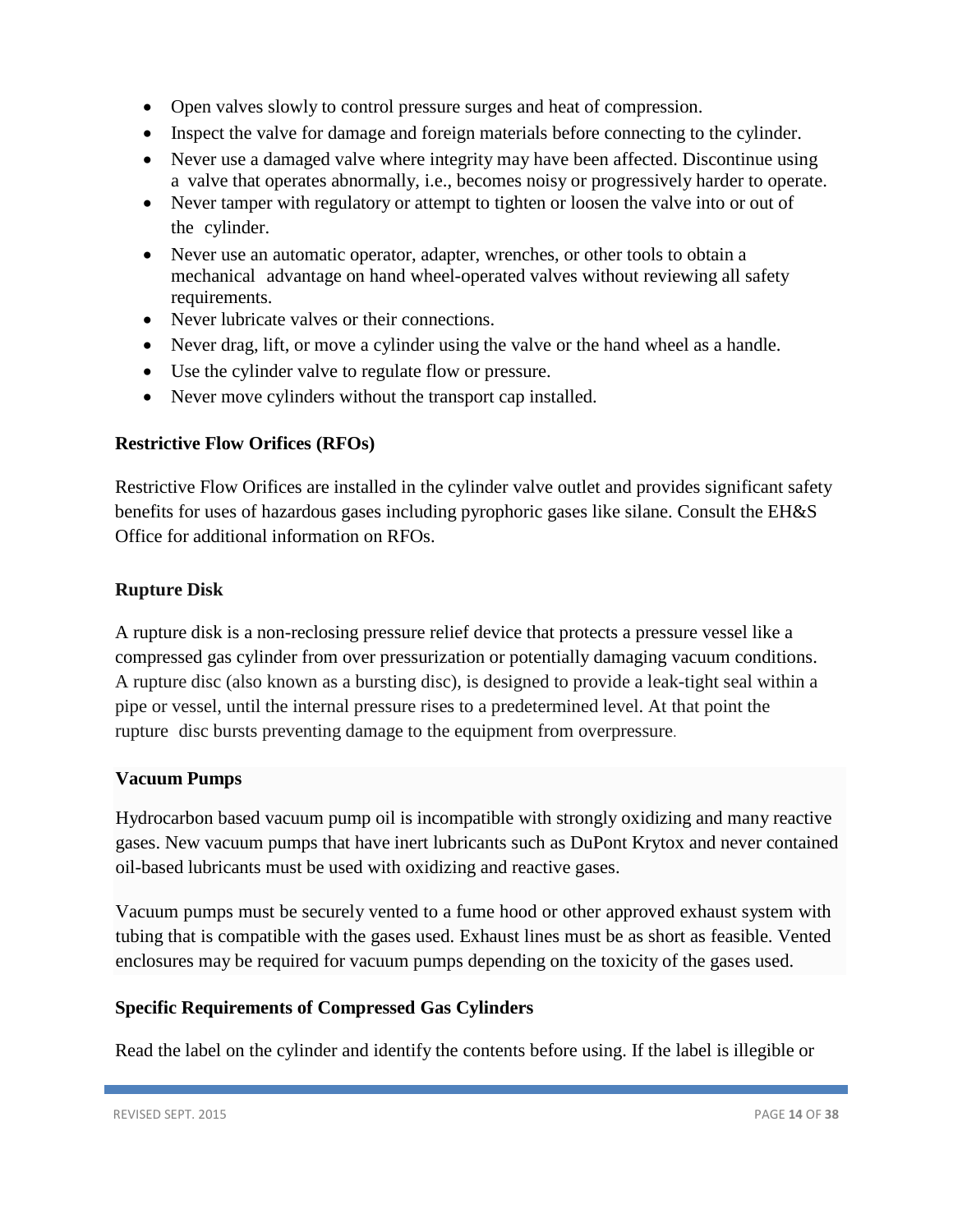- Open valves slowly to control pressure surges and heat of compression.
- Inspect the valve for damage and foreign materials before connecting to the cylinder.
- Never use a damaged valve where integrity may have been affected. Discontinue using a valve that operates abnormally, i.e., becomes noisy or progressively harder to operate.
- Never tamper with regulatory or attempt to tighten or loosen the valve into or out of the cylinder.
- Never use an automatic operator, adapter, wrenches, or other tools to obtain a mechanical advantage on hand wheel-operated valves without reviewing all safety requirements.
- Never lubricate valves or their connections.
- Never drag, lift, or move a cylinder using the valve or the hand wheel as a handle.
- Use the cylinder valve to regulate flow or pressure.
- Never move cylinders without the transport cap installed.

**Restrictive Flow Orifices (RFOs)**

Restrictive Flow Orifices are installed in the cylinder valve outlet and provides significant safety benefits for uses of hazardous gases including pyrophoric gases like silane. Consult the EH&S Office for additional information on RFOs.

**Rupture Disk**

A rupture disk is a non-reclosing pressure relief device that protects a pressure vessel like a compressed gas cylinder from over pressurization or potentially damaging vacuum conditions. A rupture disc (also known as a bursting disc), is designed to provide a leak-tight seal within a pipe or vessel, until the internal pressure rises to a predetermined level. At that point the rupture disc bursts preventing damage to the equipment from overpressure.

**Vacuum Pumps**

Hydrocarbon based vacuum pump oil is incompatible with strongly oxidizing and many reactive gases. New vacuum pumps that have inert lubricants such as DuPont Krytox and never contained oil-based lubricants must be used with oxidizing and reactive gases.

Vacuum pumps must be securely vented to a fume hood or other approved exhaust system with tubing that is compatible with the gases used. Exhaust lines must be as short as feasible. Vented enclosures may be required for vacuum pumps depending on the toxicity of the gases used.

**Specific Requirements of Compressed Gas Cylinders**

Read the label on the cylinder and identify the contents before using. If the label is illegible or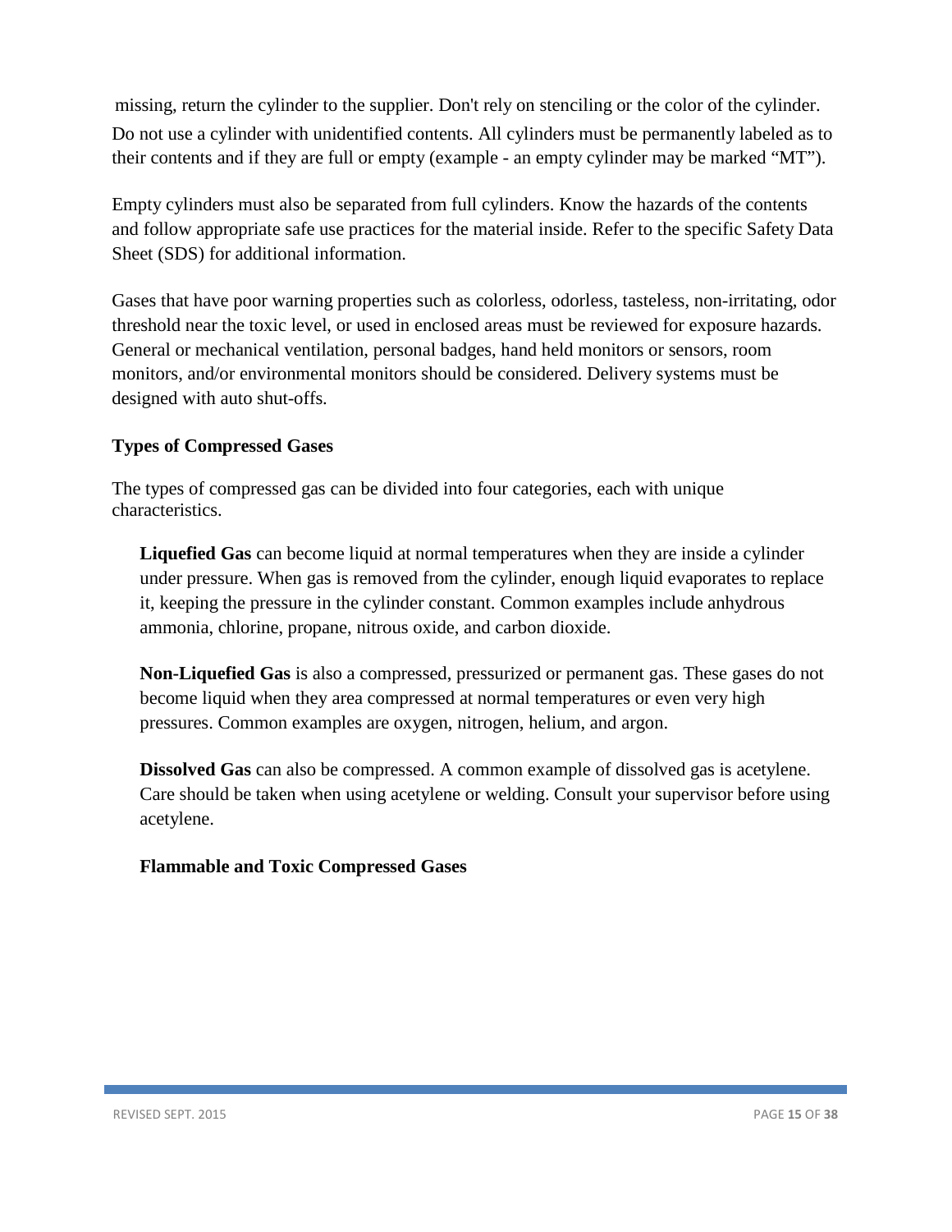missing, return the cylinder to the supplier. Don't rely on stenciling or the color of the cylinder. Do not use a cylinder with unidentified contents. All cylinders must be permanently labeled as to their contents and if they are full or empty (example - an empty cylinder may be marked "MT").

Empty cylinders must also be separated from full cylinders. Know the hazards of the contents and follow appropriate safe use practices for the material inside. Refer to the specific Safety Data Sheet (SDS) for additional information.

Gases that have poor warning properties such as colorless, odorless, tasteless, non-irritating, odor threshold near the toxic level, or used in enclosed areas must be reviewed for exposure hazards. General or mechanical ventilation, personal badges, hand held monitors or sensors, room monitors, and/or environmental monitors should be considered. Delivery systems must be designed with auto shut-offs.

**Types of Compressed Gases**

The types of compressed gas can be divided into four categories, each with unique characteristics.

**Liquefied Gas** can become liquid at normal temperatures when they are inside a cylinder under pressure. When gas is removed from the cylinder, enough liquid evaporates to replace it, keeping the pressure in the cylinder constant. Common examples include anhydrous ammonia, chlorine, propane, nitrous oxide, and carbon dioxide.

**Non-Liquefied Gas** is also a compressed, pressurized or permanent gas. These gases do not become liquid when they area compressed at normal temperatures or even very high pressures. Common examples are oxygen, nitrogen, helium, and argon.

**Dissolved Gas** can also be compressed. A common example of dissolved gas is acetylene. Care should be taken when using acetylene or welding. Consult your supervisor before using acetylene.

**Flammable and Toxic Compressed Gases**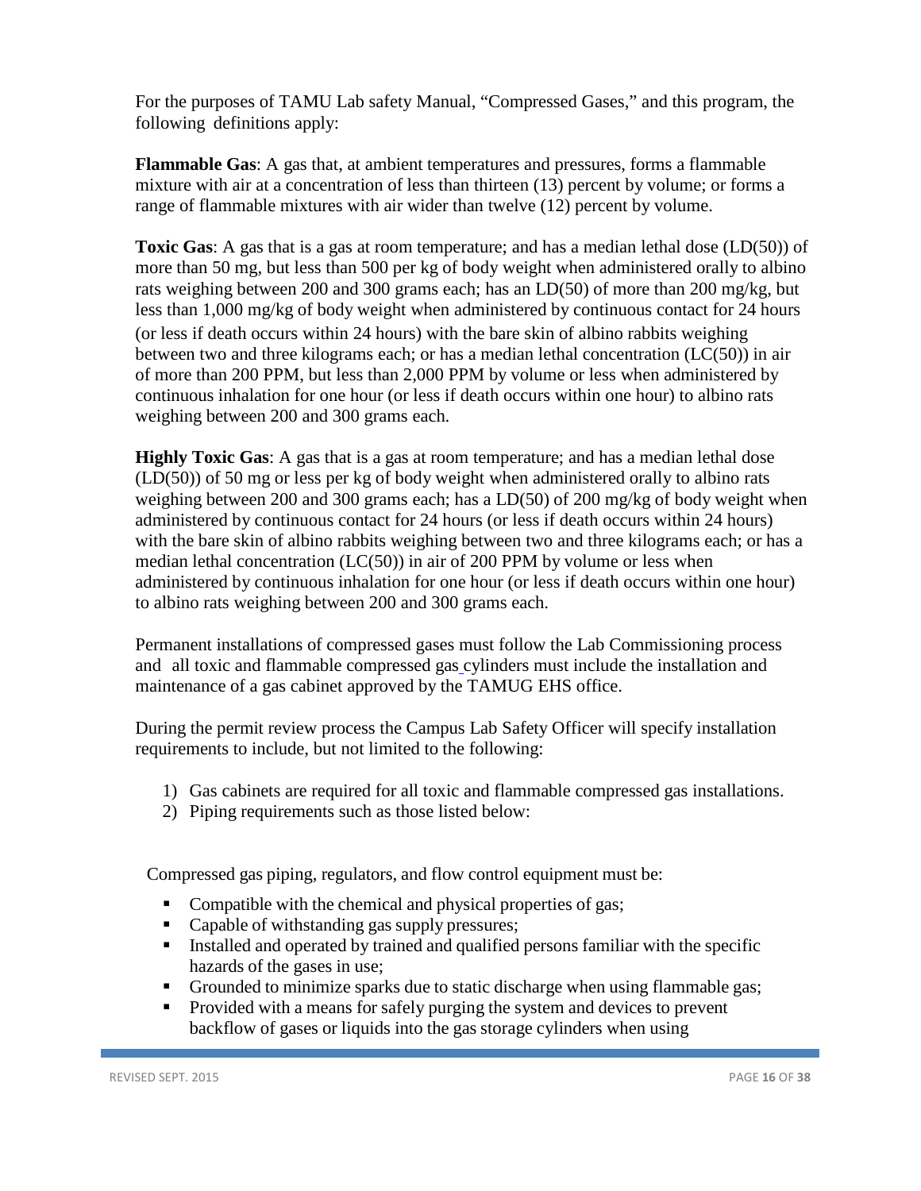For the purposes of TAMU Lab safety Manual, "Compressed Gases," and this program, the following definitions apply:

**Flammable Gas**: A gas that, at ambient temperatures and pressures, forms a flammable mixture with air at a concentration of less than thirteen (13) percent by volume; or forms a range of flammable mixtures with air wider than twelve (12) percent by volume.

**Toxic Gas**: A gas that is a gas at room temperature; and has a median lethal dose (LD(50)) of more than 50 mg, but less than 500 per kg of body weight when administered orally to albino rats weighing between 200 and 300 grams each; has an LD(50) of more than 200 mg/kg, but less than 1,000 mg/kg of body weight when administered by continuous contact for 24 hours (or less if death occurs within 24 hours) with the bare skin of albino rabbits weighing between two and three kilograms each; or has a median lethal concentration (LC(50)) in air of more than 200 PPM, but less than 2,000 PPM by volume or less when administered by continuous inhalation for one hour (or less if death occurs within one hour) to albino rats weighing between 200 and 300 grams each.

**Highly Toxic Gas**: A gas that is a gas at room temperature; and has a median lethal dose (LD(50)) of 50 mg or less per kg of body weight when administered orally to albino rats weighing between 200 and 300 grams each; has a LD(50) of 200 mg/kg of body weight when administered by continuous contact for 24 hours (or less if death occurs within 24 hours) with the bare skin of albino rabbits weighing between two and three kilograms each; or has a median lethal concentration (LC(50)) in air of 200 PPM by volume or less when administered by continuous inhalation for one hour (or less if death occurs within one hour) to albino rats weighing between 200 and 300 grams each.

Permanent installations of compressed gases must follow the Lab Commissioning process and all toxic and flammable compressed gas cylinders must include the installation and maintenance of a gas cabinet approved by the TAMUG EHS office.

During the permit review process the Campus Lab Safety Officer will specify installation requirements to include, but not limited to the following:

1) Gas cabinets are required for all toxic and flammable compressed gas installations.
2) Piping requirements such as those listed below:

Compressed gas piping, regulators, and flow control equipment must be:

- Compatible with the chemical and physical properties of gas;
- Capable of withstanding gas supply pressures;
- Installed and operated by trained and qualified persons familiar with the specific hazards of the gases in use;
- Grounded to minimize sparks due to static discharge when using flammable gas;
- Provided with a means for safely purging the system and devices to prevent backflow of gases or liquids into the gas storage cylinders when using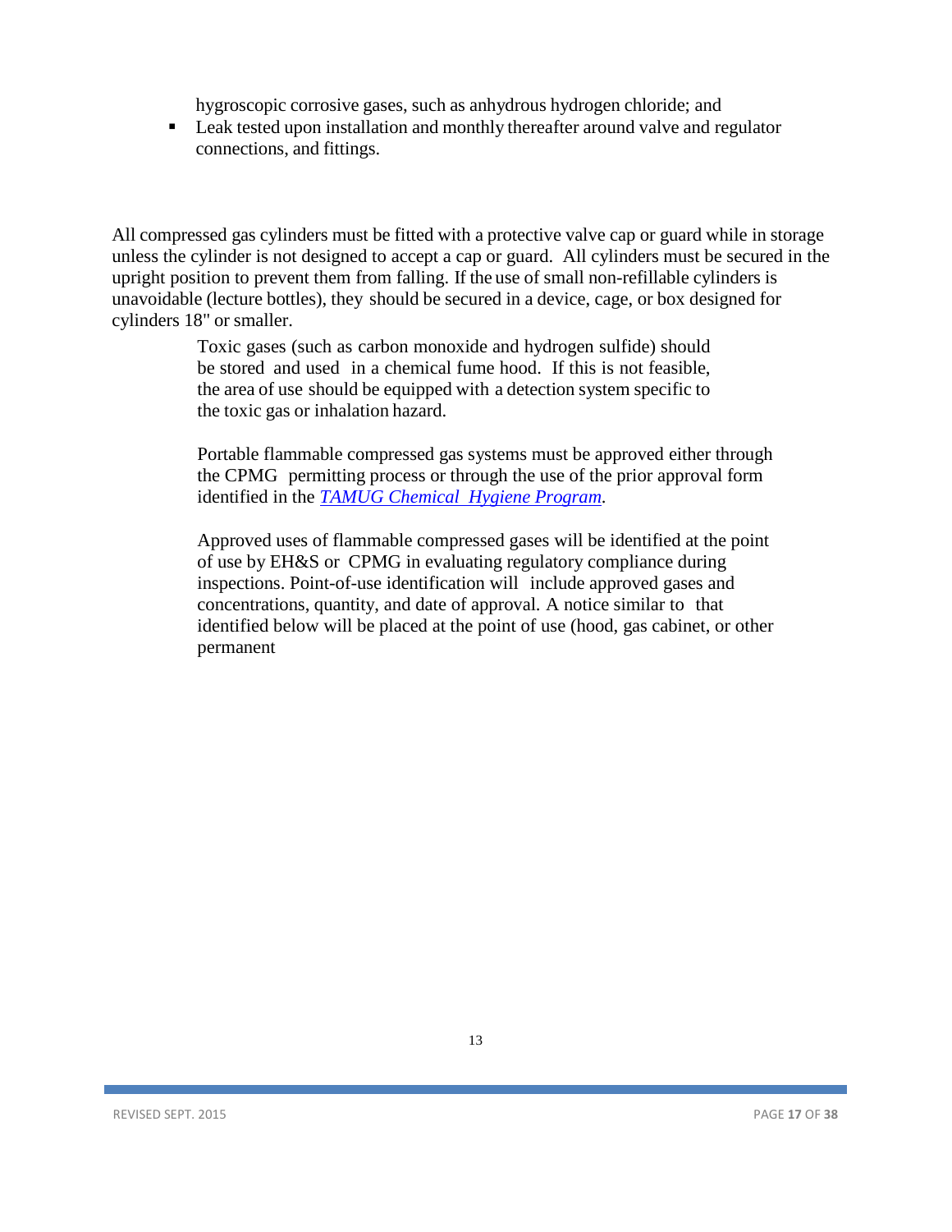hygroscopic corrosive gases, such as anhydrous hydrogen chloride; and

- Leak tested upon installation and monthly thereafter around valve and regulator connections, and fittings.

All compressed gas cylinders must be fitted with a protective valve cap or guard while in storage unless the cylinder is not designed to accept a cap or guard. All cylinders must be secured in the upright position to prevent them from falling. If the use of small non-refillable cylinders is unavoidable (lecture bottles), they should be secured in a device, cage, or box designed for cylinders 18" or smaller.

Toxic gases (such as carbon monoxide and hydrogen sulfide) should be stored and used in a chemical fume hood. If this is not feasible, the area of use should be equipped with a detection system specific to the toxic gas or inhalation hazard.

Portable flammable compressed gas systems must be approved either through the CPMG permitting process or through the use of the prior approval form identified in the *TAMUG Chemical Hygiene Program*.

Approved uses of flammable compressed gases will be identified at the point of use by EH&S or CPMG in evaluating regulatory compliance during inspections. Point-of-use identification will include approved gases and concentrations, quantity, and date of approval. A notice similar to that identified below will be placed at the point of use (hood, gas cabinet, or other permanent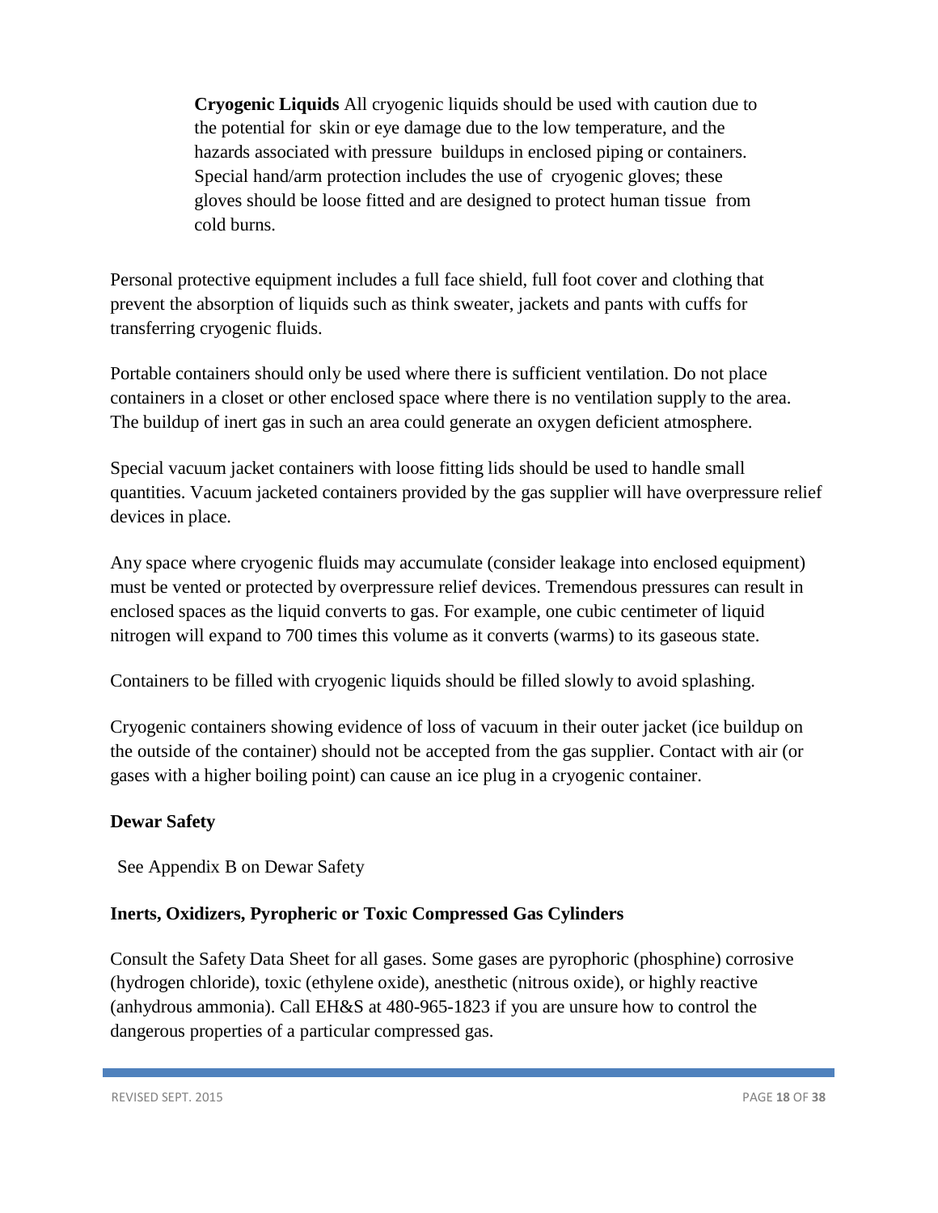**Cryogenic Liquids** All cryogenic liquids should be used with caution due to the potential for skin or eye damage due to the low temperature, and the hazards associated with pressure buildups in enclosed piping or containers. Special hand/arm protection includes the use of cryogenic gloves; these gloves should be loose fitted and are designed to protect human tissue from cold burns.

Personal protective equipment includes a full face shield, full foot cover and clothing that prevent the absorption of liquids such as think sweater, jackets and pants with cuffs for transferring cryogenic fluids.

Portable containers should only be used where there is sufficient ventilation. Do not place containers in a closet or other enclosed space where there is no ventilation supply to the area. The buildup of inert gas in such an area could generate an oxygen deficient atmosphere.

Special vacuum jacket containers with loose fitting lids should be used to handle small quantities. Vacuum jacketed containers provided by the gas supplier will have overpressure relief devices in place.

Any space where cryogenic fluids may accumulate (consider leakage into enclosed equipment) must be vented or protected by overpressure relief devices. Tremendous pressures can result in enclosed spaces as the liquid converts to gas. For example, one cubic centimeter of liquid nitrogen will expand to 700 times this volume as it converts (warms) to its gaseous state.

Containers to be filled with cryogenic liquids should be filled slowly to avoid splashing.

Cryogenic containers showing evidence of loss of vacuum in their outer jacket (ice buildup on the outside of the container) should not be accepted from the gas supplier. Contact with air (or gases with a higher boiling point) can cause an ice plug in a cryogenic container.

**Dewar Safety**

See Appendix B on Dewar Safety

**Inerts, Oxidizers, Pyropheric or Toxic Compressed Gas Cylinders**

Consult the Safety Data Sheet for all gases. Some gases are pyrophoric (phosphine) corrosive (hydrogen chloride), toxic (ethylene oxide), anesthetic (nitrous oxide), or highly reactive (anhydrous ammonia). Call EH&S at 480-965-1823 if you are unsure how to control the dangerous properties of a particular compressed gas.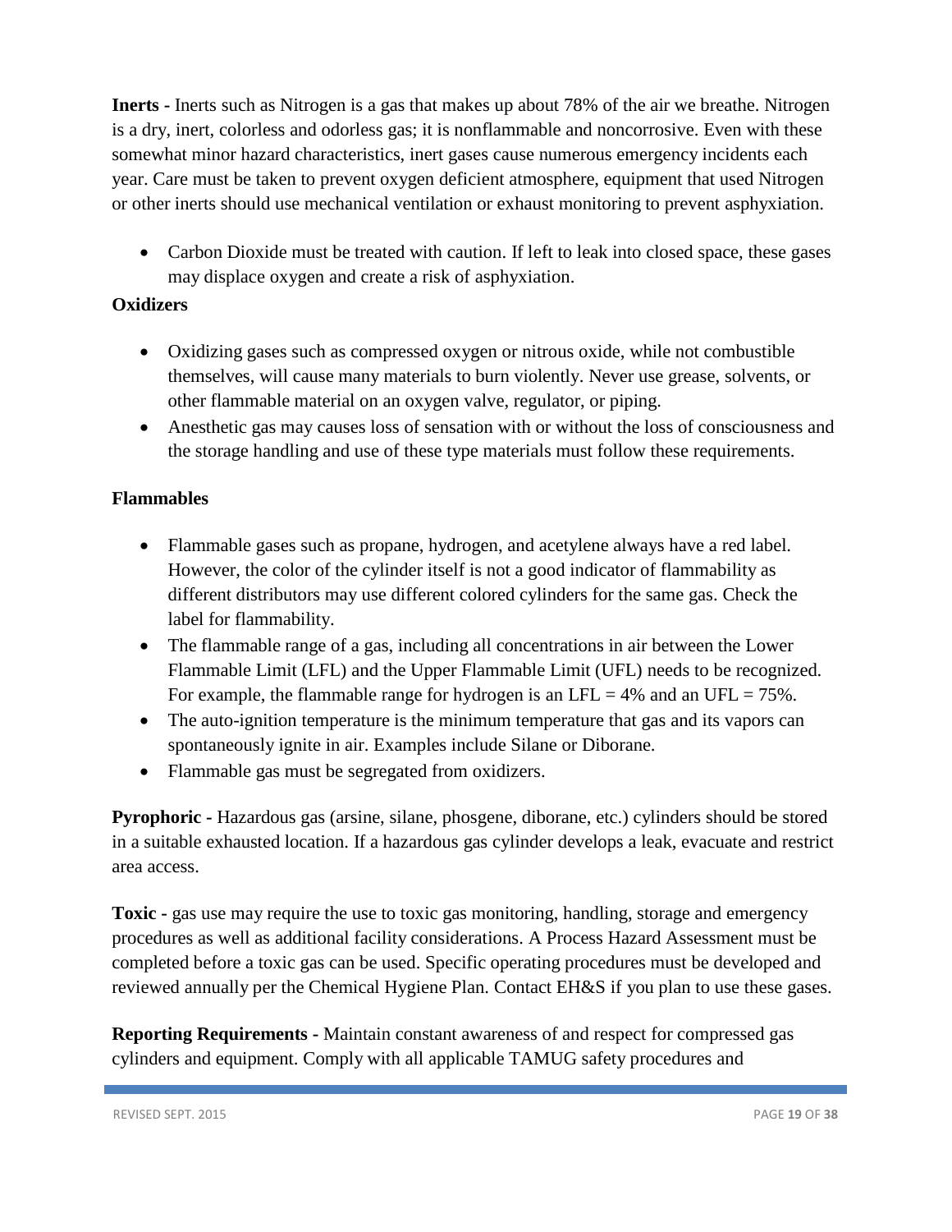**Inerts -** Inerts such as Nitrogen is a gas that makes up about 78% of the air we breathe. Nitrogen is a dry, inert, colorless and odorless gas; it is nonflammable and noncorrosive. Even with these somewhat minor hazard characteristics, inert gases cause numerous emergency incidents each year. Care must be taken to prevent oxygen deficient atmosphere, equipment that used Nitrogen or other inerts should use mechanical ventilation or exhaust monitoring to prevent asphyxiation.

- Carbon Dioxide must be treated with caution. If left to leak into closed space, these gases may displace oxygen and create a risk of asphyxiation.

**Oxidizers**

- Oxidizing gases such as compressed oxygen or nitrous oxide, while not combustible themselves, will cause many materials to burn violently. Never use grease, solvents, or other flammable material on an oxygen valve, regulator, or piping.
- Anesthetic gas may causes loss of sensation with or without the loss of consciousness and the storage handling and use of these type materials must follow these requirements.

**Flammables**

- Flammable gases such as propane, hydrogen, and acetylene always have a red label. However, the color of the cylinder itself is not a good indicator of flammability as different distributors may use different colored cylinders for the same gas. Check the label for flammability.
- The flammable range of a gas, including all concentrations in air between the Lower Flammable Limit (LFL) and the Upper Flammable Limit (UFL) needs to be recognized. For example, the flammable range for hydrogen is an LFL = 4% and an UFL = 75%.
- The auto-ignition temperature is the minimum temperature that gas and its vapors can spontaneously ignite in air. Examples include Silane or Diborane.
- Flammable gas must be segregated from oxidizers.

**Pyrophoric -** Hazardous gas (arsine, silane, phosgene, diborane, etc.) cylinders should be stored in a suitable exhausted location. If a hazardous gas cylinder develops a leak, evacuate and restrict area access.

**Toxic -** gas use may require the use to toxic gas monitoring, handling, storage and emergency procedures as well as additional facility considerations. A Process Hazard Assessment must be completed before a toxic gas can be used. Specific operating procedures must be developed and reviewed annually per the Chemical Hygiene Plan. Contact EH&S if you plan to use these gases.

**Reporting Requirements -** Maintain constant awareness of and respect for compressed gas cylinders and equipment. Comply with all applicable TAMUG safety procedures and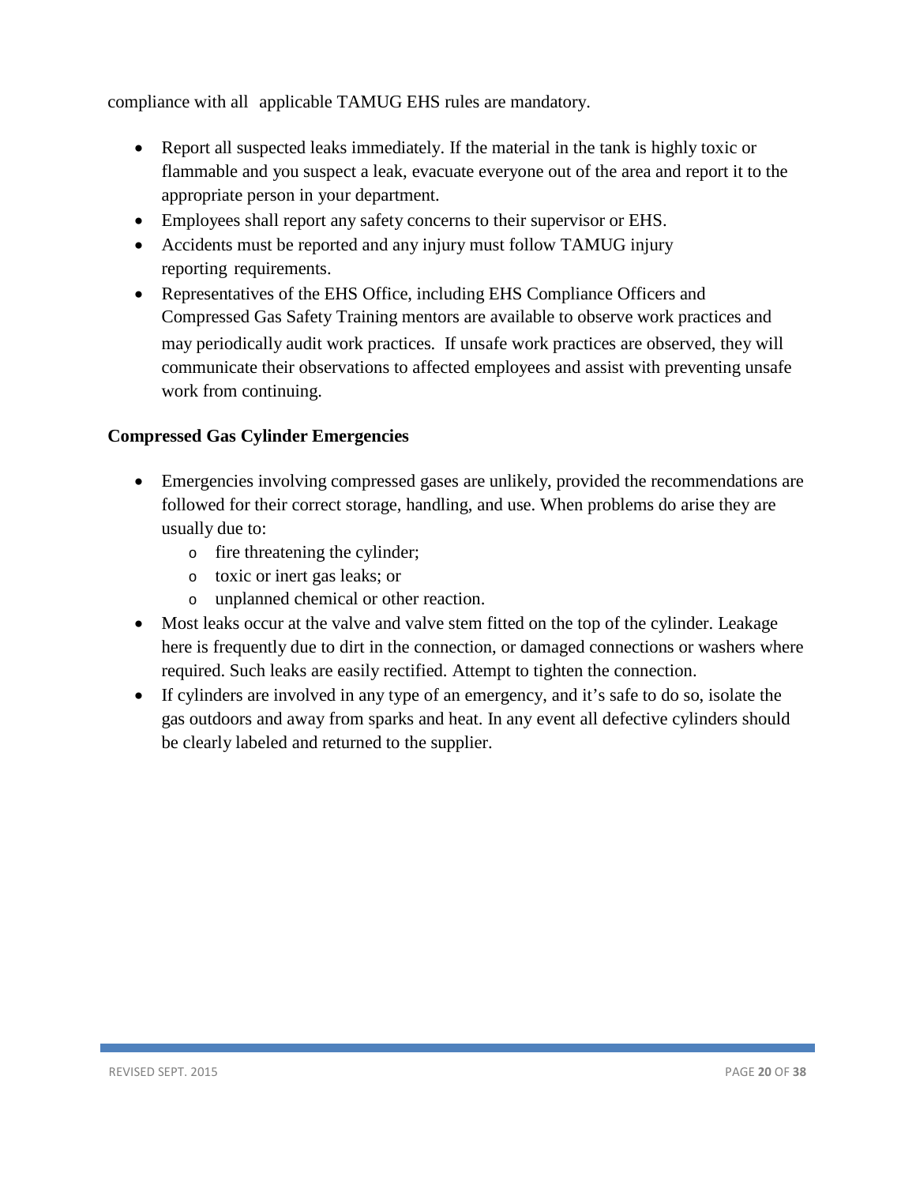compliance with all applicable TAMUG EHS rules are mandatory.

- Report all suspected leaks immediately. If the material in the tank is highly toxic or flammable and you suspect a leak, evacuate everyone out of the area and report it to the appropriate person in your department.
- Employees shall report any safety concerns to their supervisor or EHS.
- Accidents must be reported and any injury must follow TAMUG injury reporting requirements.
- Representatives of the EHS Office, including EHS Compliance Officers and Compressed Gas Safety Training mentors are available to observe work practices and may periodically audit work practices. If unsafe work practices are observed, they will communicate their observations to affected employees and assist with preventing unsafe work from continuing.

**Compressed Gas Cylinder Emergencies**

- Emergencies involving compressed gases are unlikely, provided the recommendations are followed for their correct storage, handling, and use. When problems do arise they are usually due to:
    - fire threatening the cylinder;
    - toxic or inert gas leaks; or
    - unplanned chemical or other reaction.
- Most leaks occur at the valve and valve stem fitted on the top of the cylinder. Leakage here is frequently due to dirt in the connection, or damaged connections or washers where required. Such leaks are easily rectified. Attempt to tighten the connection.
- If cylinders are involved in any type of an emergency, and it's safe to do so, isolate the gas outdoors and away from sparks and heat. In any event all defective cylinders should be clearly labeled and returned to the supplier.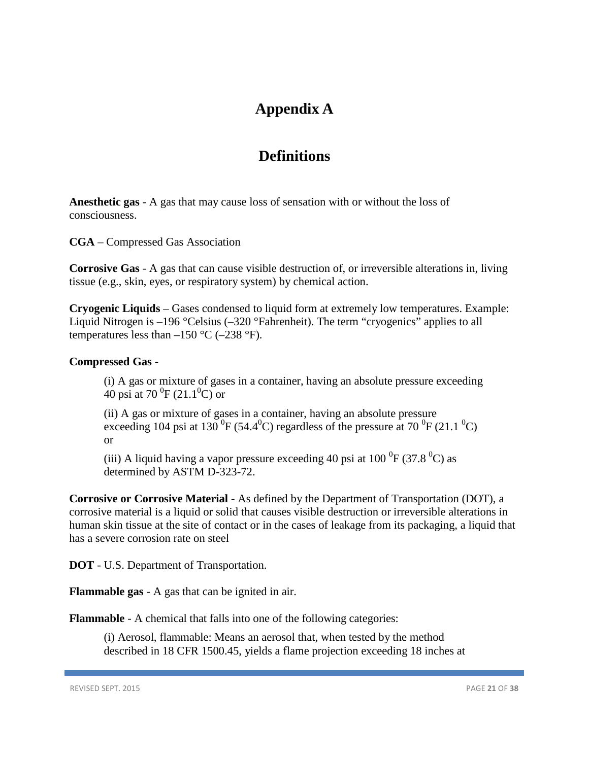# Appendix A

## Definitions

**Anesthetic gas** - A gas that may cause loss of sensation with or without the loss of consciousness.

**CGA** – Compressed Gas Association

**Corrosive Gas** - A gas that can cause visible destruction of, or irreversible alterations in, living tissue (e.g., skin, eyes, or respiratory system) by chemical action.

**Cryogenic Liquids** – Gases condensed to liquid form at extremely low temperatures. Example: Liquid Nitrogen is –196 °Celsius (–320 °Fahrenheit). The term "cryogenics" applies to all temperatures less than –150 °C (–238 °F).

**Compressed Gas** -

> (i) A gas or mixture of gases in a container, having an absolute pressure exceeding 40 psi at 70 $^0$F (21.1$^0$C) or
>
> (ii) A gas or mixture of gases in a container, having an absolute pressure exceeding 104 psi at 130 $^0$F (54.4$^0$C) regardless of the pressure at 70 $^0$F (21.1 $^0$C) or
>
> (iii) A liquid having a vapor pressure exceeding 40 psi at 100 $^0$F (37.8 $^0$C) as determined by ASTM D-323-72.

**Corrosive or Corrosive Material** - As defined by the Department of Transportation (DOT), a corrosive material is a liquid or solid that causes visible destruction or irreversible alterations in human skin tissue at the site of contact or in the cases of leakage from its packaging, a liquid that has a severe corrosion rate on steel

**DOT** - U.S. Department of Transportation.

**Flammable gas** - A gas that can be ignited in air.

**Flammable** - A chemical that falls into one of the following categories:

> (i) Aerosol, flammable: Means an aerosol that, when tested by the method described in 18 CFR 1500.45, yields a flame projection exceeding 18 inches at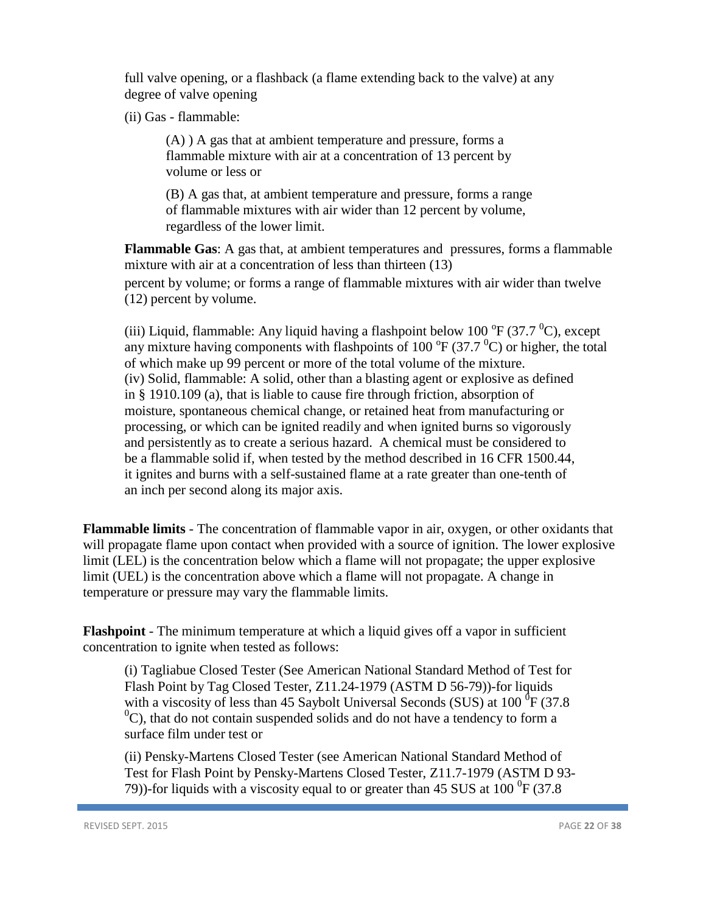full valve opening, or a flashback (a flame extending back to the valve) at any degree of valve opening

(ii) Gas - flammable:

(A) ) A gas that at ambient temperature and pressure, forms a flammable mixture with air at a concentration of 13 percent by volume or less or

(B) A gas that, at ambient temperature and pressure, forms a range of flammable mixtures with air wider than 12 percent by volume, regardless of the lower limit.

**Flammable Gas**: A gas that, at ambient temperatures and pressures, forms a flammable mixture with air at a concentration of less than thirteen (13) percent by volume; or forms a range of flammable mixtures with air wider than twelve (12) percent by volume.

(iii) Liquid, flammable: Any liquid having a flashpoint below 100 $^{o}$F (37.7 $^{0}$C), except any mixture having components with flashpoints of 100 $^{o}$F (37.7 $^{0}$C) or higher, the total of which make up 99 percent or more of the total volume of the mixture.
(iv) Solid, flammable: A solid, other than a blasting agent or explosive as defined in § 1910.109 (a), that is liable to cause fire through friction, absorption of moisture, spontaneous chemical change, or retained heat from manufacturing or processing, or which can be ignited readily and when ignited burns so vigorously and persistently as to create a serious hazard. A chemical must be considered to be a flammable solid if, when tested by the method described in 16 CFR 1500.44, it ignites and burns with a self-sustained flame at a rate greater than one-tenth of an inch per second along its major axis.

**Flammable limits** - The concentration of flammable vapor in air, oxygen, or other oxidants that will propagate flame upon contact when provided with a source of ignition. The lower explosive limit (LEL) is the concentration below which a flame will not propagate; the upper explosive limit (UEL) is the concentration above which a flame will not propagate. A change in temperature or pressure may vary the flammable limits.

**Flashpoint** - The minimum temperature at which a liquid gives off a vapor in sufficient concentration to ignite when tested as follows:

(i) Tagliabue Closed Tester (See American National Standard Method of Test for Flash Point by Tag Closed Tester, Z11.24-1979 (ASTM D 56-79))-for liquids with a viscosity of less than 45 Saybolt Universal Seconds (SUS) at 100 $^{0}$F (37.8 $^{0}$C), that do not contain suspended solids and do not have a tendency to form a surface film under test or

(ii) Pensky-Martens Closed Tester (see American National Standard Method of Test for Flash Point by Pensky-Martens Closed Tester, Z11.7-1979 (ASTM D 93-79))-for liquids with a viscosity equal to or greater than 45 SUS at 100 $^{0}$F (37.8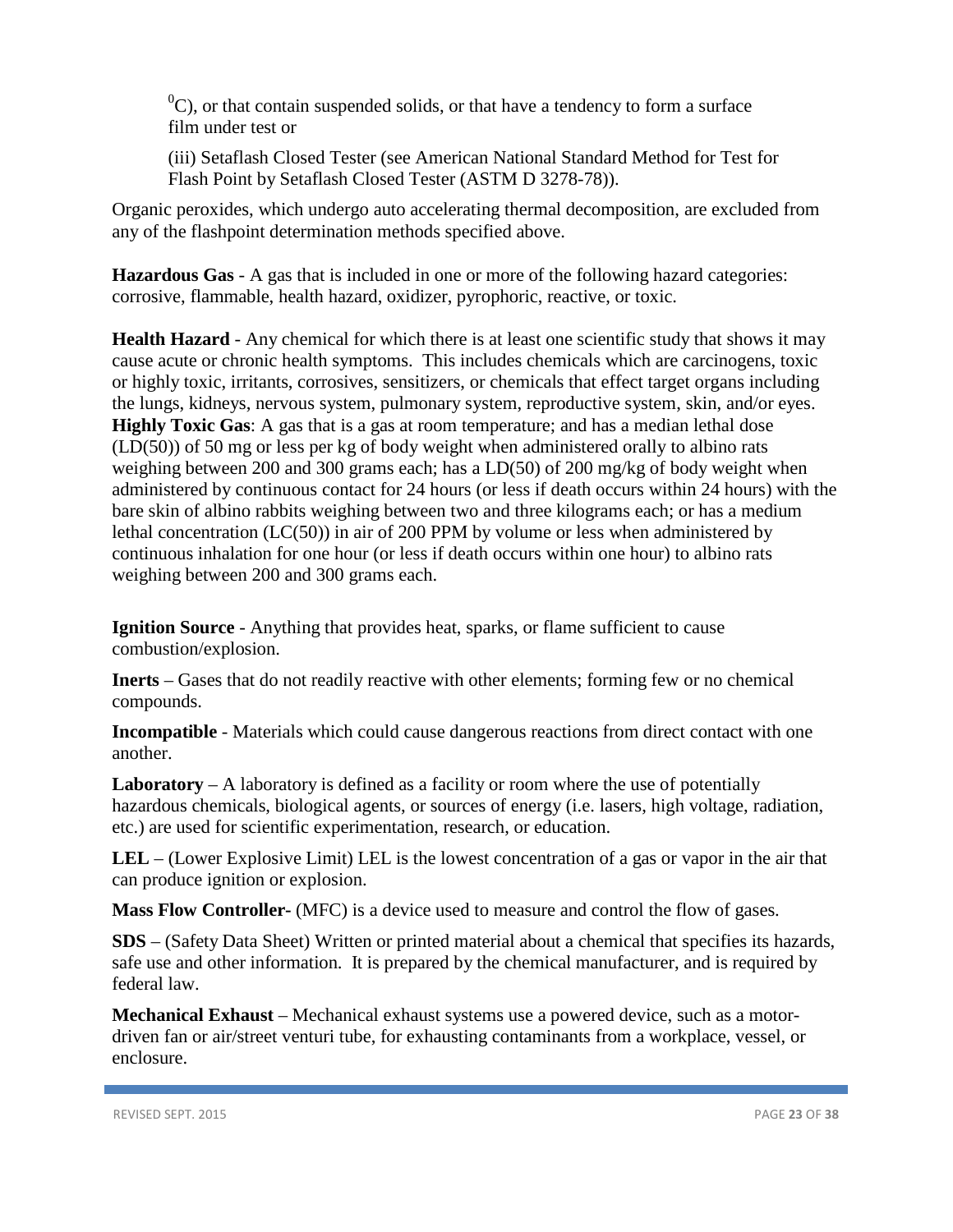$^{0}C$), or that contain suspended solids, or that have a tendency to form a surface film under test or

(iii) Setaflash Closed Tester (see American National Standard Method for Test for Flash Point by Setaflash Closed Tester (ASTM D 3278-78)).

Organic peroxides, which undergo auto accelerating thermal decomposition, are excluded from any of the flashpoint determination methods specified above.

**Hazardous Gas** - A gas that is included in one or more of the following hazard categories: corrosive, flammable, health hazard, oxidizer, pyrophoric, reactive, or toxic.

**Health Hazard** - Any chemical for which there is at least one scientific study that shows it may cause acute or chronic health symptoms. This includes chemicals which are carcinogens, toxic or highly toxic, irritants, corrosives, sensitizers, or chemicals that effect target organs including the lungs, kidneys, nervous system, pulmonary system, reproductive system, skin, and/or eyes.

**Highly Toxic Gas**: A gas that is a gas at room temperature; and has a median lethal dose (LD(50)) of 50 mg or less per kg of body weight when administered orally to albino rats weighing between 200 and 300 grams each; has a LD(50) of 200 mg/kg of body weight when administered by continuous contact for 24 hours (or less if death occurs within 24 hours) with the bare skin of albino rabbits weighing between two and three kilograms each; or has a medium lethal concentration (LC(50)) in air of 200 PPM by volume or less when administered by continuous inhalation for one hour (or less if death occurs within one hour) to albino rats weighing between 200 and 300 grams each.

**Ignition Source** - Anything that provides heat, sparks, or flame sufficient to cause combustion/explosion.

**Inerts** – Gases that do not readily reactive with other elements; forming few or no chemical compounds.

**Incompatible** - Materials which could cause dangerous reactions from direct contact with one another.

**Laboratory** – A laboratory is defined as a facility or room where the use of potentially hazardous chemicals, biological agents, or sources of energy (i.e. lasers, high voltage, radiation, etc.) are used for scientific experimentation, research, or education.

**LEL** – (Lower Explosive Limit) LEL is the lowest concentration of a gas or vapor in the air that can produce ignition or explosion.

**Mass Flow Controller-** (MFC) is a device used to measure and control the flow of gases.

**SDS** – (Safety Data Sheet) Written or printed material about a chemical that specifies its hazards, safe use and other information. It is prepared by the chemical manufacturer, and is required by federal law.

**Mechanical Exhaust** – Mechanical exhaust systems use a powered device, such as a motor-driven fan or air/street venturi tube, for exhausting contaminants from a workplace, vessel, or enclosure.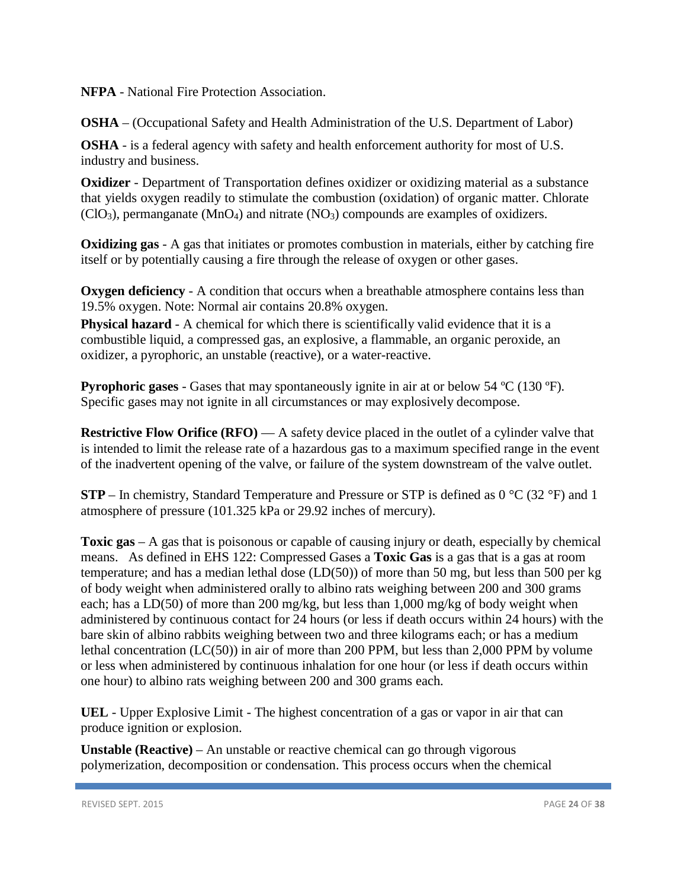**NFPA** - National Fire Protection Association.

**OSHA** – (Occupational Safety and Health Administration of the U.S. Department of Labor)

**OSHA** - is a federal agency with safety and health enforcement authority for most of U.S. industry and business.

**Oxidizer** - Department of Transportation defines oxidizer or oxidizing material as a substance that yields oxygen readily to stimulate the combustion (oxidation) of organic matter. Chlorate ($ClO_3$), permanganate ($MnO_4$) and nitrate ($NO_3$) compounds are examples of oxidizers.

**Oxidizing gas** - A gas that initiates or promotes combustion in materials, either by catching fire itself or by potentially causing a fire through the release of oxygen or other gases.

**Oxygen deficiency** - A condition that occurs when a breathable atmosphere contains less than 19.5% oxygen. Note: Normal air contains 20.8% oxygen.

**Physical hazard** - A chemical for which there is scientifically valid evidence that it is a combustible liquid, a compressed gas, an explosive, a flammable, an organic peroxide, an oxidizer, a pyrophoric, an unstable (reactive), or a water-reactive.

**Pyrophoric gases** - Gases that may spontaneously ignite in air at or below 54 ºC (130 ºF). Specific gases may not ignite in all circumstances or may explosively decompose.

**Restrictive Flow Orifice (RFO)** — A safety device placed in the outlet of a cylinder valve that is intended to limit the release rate of a hazardous gas to a maximum specified range in the event of the inadvertent opening of the valve, or failure of the system downstream of the valve outlet.

**STP** – In chemistry, Standard Temperature and Pressure or STP is defined as 0 °C (32 °F) and 1 atmosphere of pressure (101.325 kPa or 29.92 inches of mercury).

**Toxic gas** – A gas that is poisonous or capable of causing injury or death, especially by chemical means. As defined in EHS 122: Compressed Gases a **Toxic Gas** is a gas that is a gas at room temperature; and has a median lethal dose (LD(50)) of more than 50 mg, but less than 500 per kg of body weight when administered orally to albino rats weighing between 200 and 300 grams each; has a LD(50) of more than 200 mg/kg, but less than 1,000 mg/kg of body weight when administered by continuous contact for 24 hours (or less if death occurs within 24 hours) with the bare skin of albino rabbits weighing between two and three kilograms each; or has a medium lethal concentration (LC(50)) in air of more than 200 PPM, but less than 2,000 PPM by volume or less when administered by continuous inhalation for one hour (or less if death occurs within one hour) to albino rats weighing between 200 and 300 grams each.

**UEL** - Upper Explosive Limit - The highest concentration of a gas or vapor in air that can produce ignition or explosion.

**Unstable (Reactive)** – An unstable or reactive chemical can go through vigorous polymerization, decomposition or condensation. This process occurs when the chemical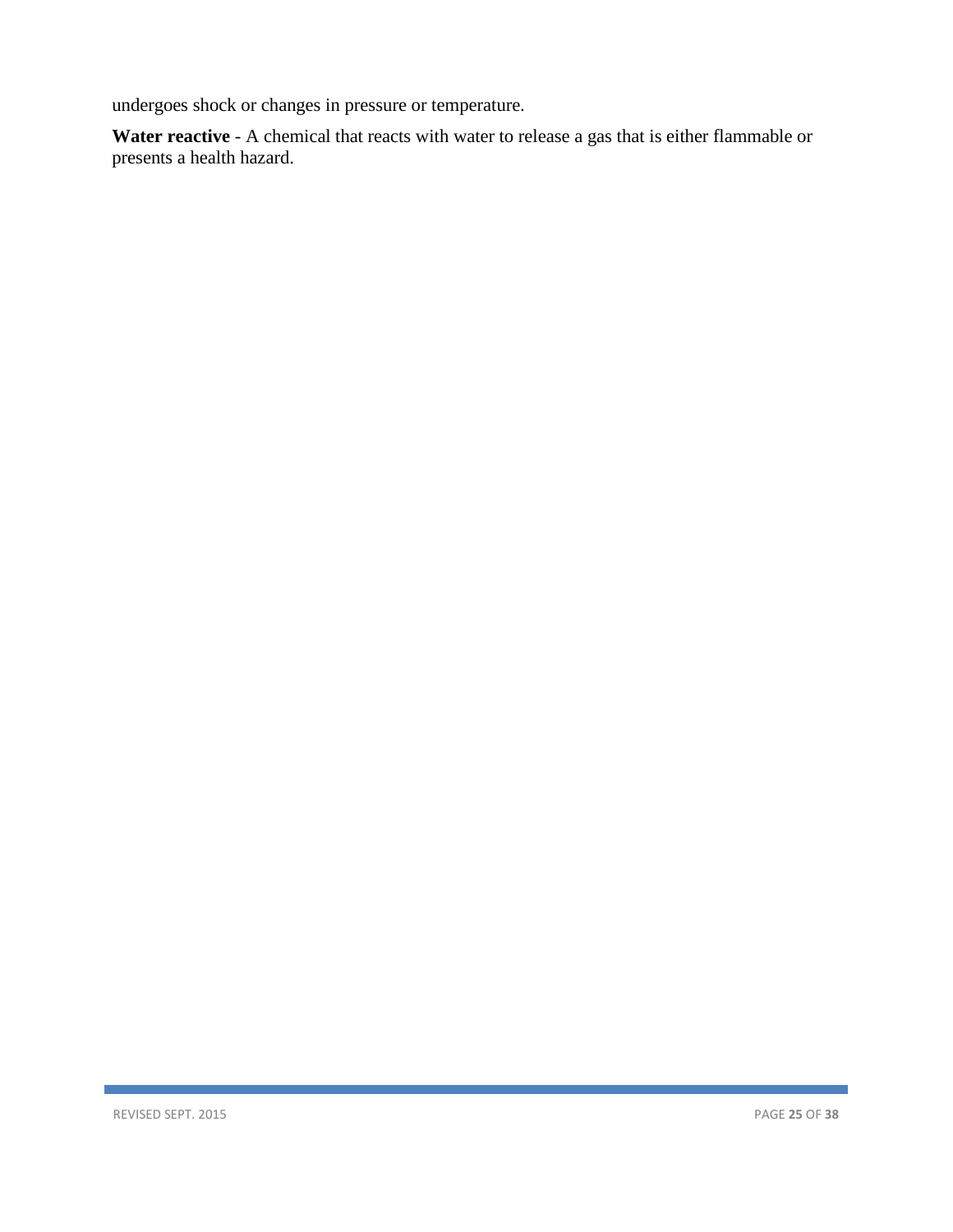undergoes shock or changes in pressure or temperature.

**Water reactive** - A chemical that reacts with water to release a gas that is either flammable or presents a health hazard.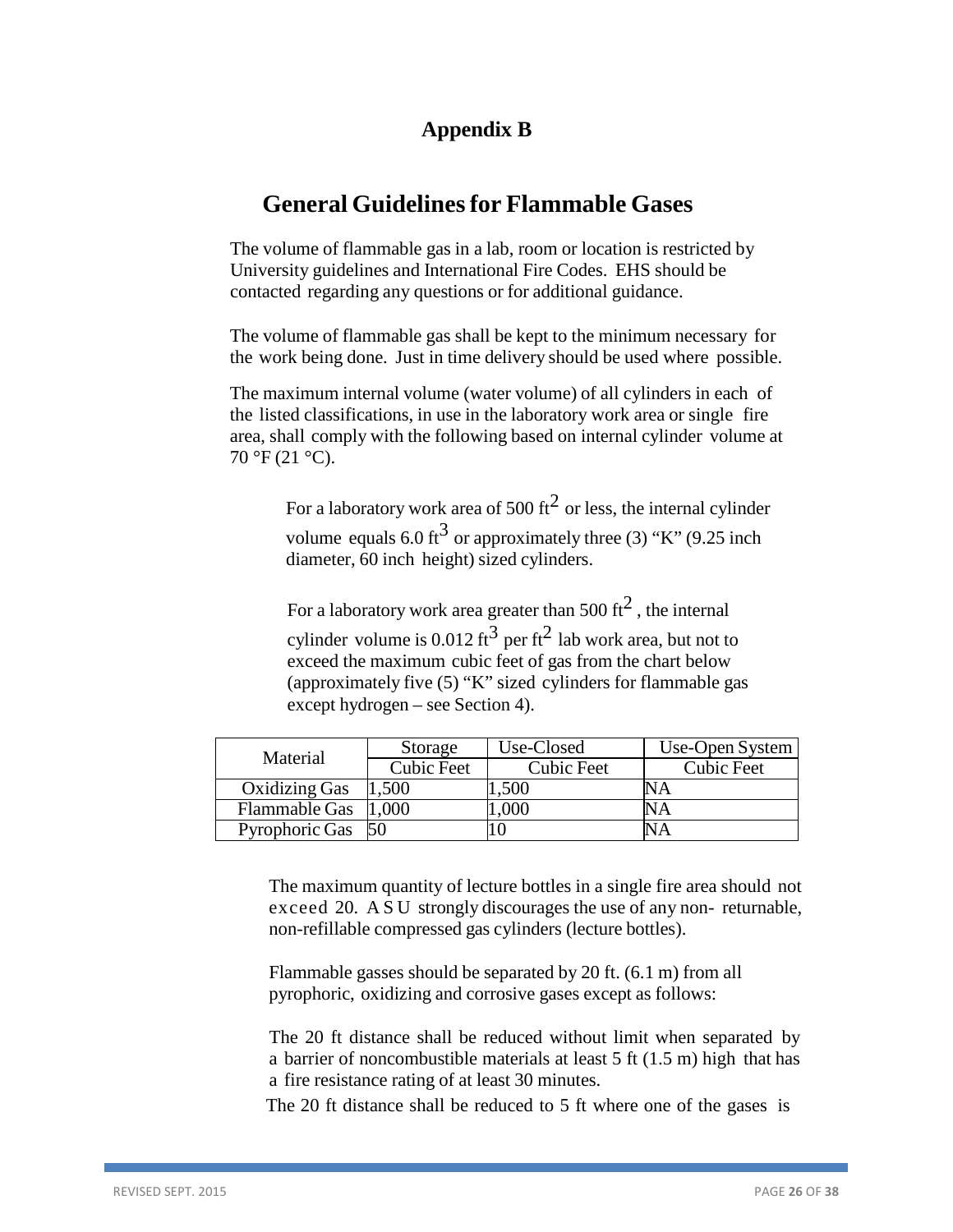## Appendix B

# General Guidelines for Flammable Gases

The volume of flammable gas in a lab, room or location is restricted by University guidelines and International Fire Codes. EHS should be contacted regarding any questions or for additional guidance.

The volume of flammable gas shall be kept to the minimum necessary for the work being done. Just in time delivery should be used where possible.

The maximum internal volume (water volume) of all cylinders in each of the listed classifications, in use in the laboratory work area or single fire area, shall comply with the following based on internal cylinder volume at 70 °F (21 °C).

For a laboratory work area of 500 $ft^2$ or less, the internal cylinder volume equals 6.0 $ft^3$ or approximately three (3) "K" (9.25 inch diameter, 60 inch height) sized cylinders.

For a laboratory work area greater than 500 $ft^2$, the internal cylinder volume is 0.012 $ft^3$ per $ft^2$ lab work area, but not to exceed the maximum cubic feet of gas from the chart below (approximately five (5) "K" sized cylinders for flammable gas except hydrogen – see Section 4).

| Material | Storage | Use-Closed | Use-Open System |
|---|---|---|---|
| | Cubic Feet | Cubic Feet | Cubic Feet |
| Oxidizing Gas | 1,500 | 1,500 | NA |
| Flammable Gas | 1,000 | 1,000 | NA |
| Pyrophoric Gas | 50 | 10 | NA |

The maximum quantity of lecture bottles in a single fire area should not exceed 20. ASU strongly discourages the use of any non- returnable, non-refillable compressed gas cylinders (lecture bottles).

Flammable gasses should be separated by 20 ft. (6.1 m) from all pyrophoric, oxidizing and corrosive gases except as follows:

The 20 ft distance shall be reduced without limit when separated by a barrier of noncombustible materials at least 5 ft (1.5 m) high that has a fire resistance rating of at least 30 minutes.

The 20 ft distance shall be reduced to 5 ft where one of the gases is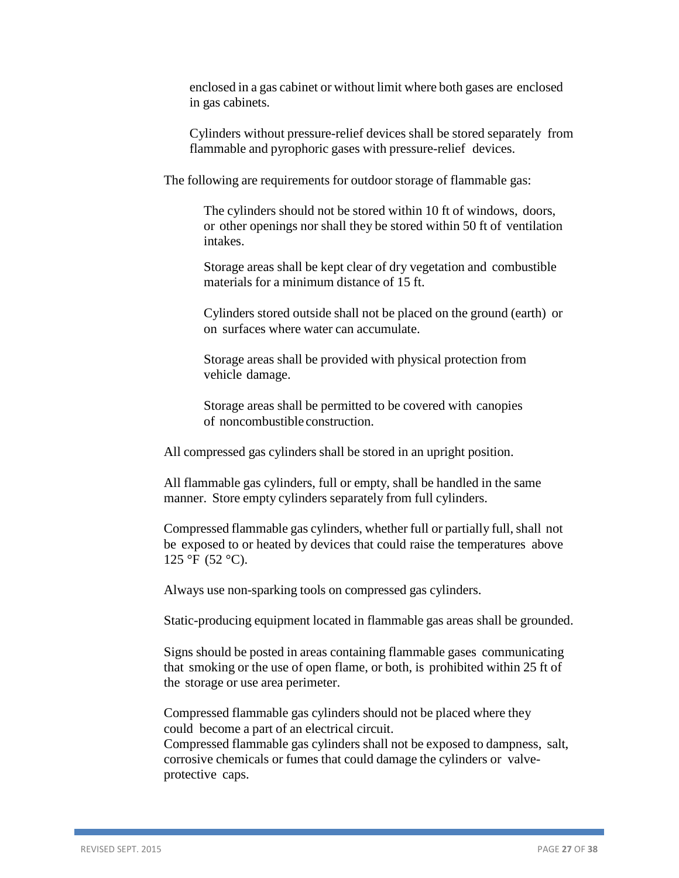enclosed in a gas cabinet or without limit where both gases are enclosed in gas cabinets.

Cylinders without pressure-relief devices shall be stored separately from flammable and pyrophoric gases with pressure-relief devices.

The following are requirements for outdoor storage of flammable gas:

The cylinders should not be stored within 10 ft of windows, doors, or other openings nor shall they be stored within 50 ft of ventilation intakes.

Storage areas shall be kept clear of dry vegetation and combustible materials for a minimum distance of 15 ft.

Cylinders stored outside shall not be placed on the ground (earth) or on surfaces where water can accumulate.

Storage areas shall be provided with physical protection from vehicle damage.

Storage areas shall be permitted to be covered with canopies of noncombustible construction.

All compressed gas cylinders shall be stored in an upright position.

All flammable gas cylinders, full or empty, shall be handled in the same manner. Store empty cylinders separately from full cylinders.

Compressed flammable gas cylinders, whether full or partially full, shall not be exposed to or heated by devices that could raise the temperatures above 125 °F (52 °C).

Always use non-sparking tools on compressed gas cylinders.

Static-producing equipment located in flammable gas areas shall be grounded.

Signs should be posted in areas containing flammable gases communicating that smoking or the use of open flame, or both, is prohibited within 25 ft of the storage or use area perimeter.

Compressed flammable gas cylinders should not be placed where they could become a part of an electrical circuit.

Compressed flammable gas cylinders shall not be exposed to dampness, salt, corrosive chemicals or fumes that could damage the cylinders or valve-protective caps.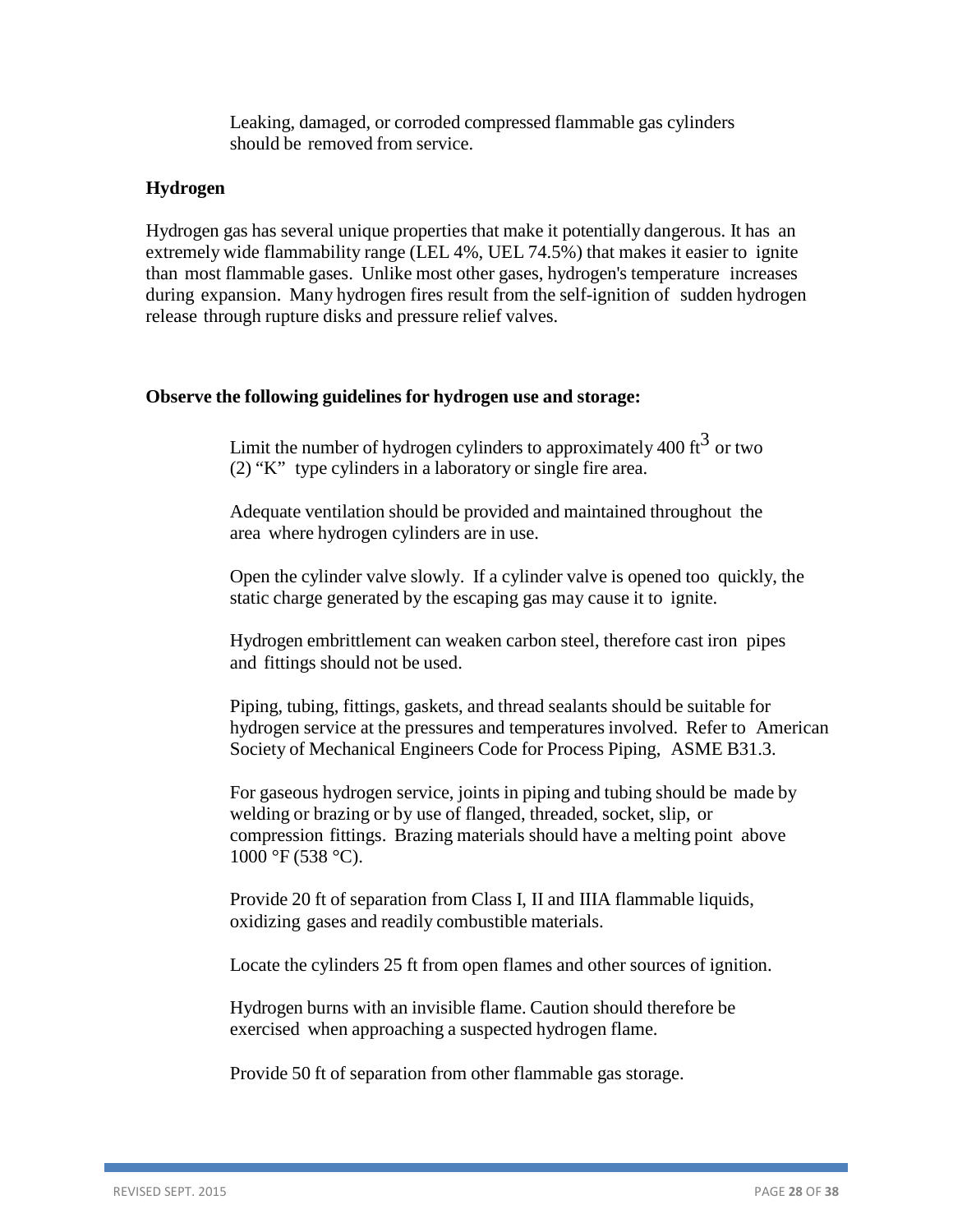Leaking, damaged, or corroded compressed flammable gas cylinders should be removed from service.

### Hydrogen

Hydrogen gas has several unique properties that make it potentially dangerous. It has an extremely wide flammability range (LEL 4%, UEL 74.5%) that makes it easier to ignite than most flammable gases. Unlike most other gases, hydrogen's temperature increases during expansion. Many hydrogen fires result from the self-ignition of sudden hydrogen release through rupture disks and pressure relief valves.

**Observe the following guidelines for hydrogen use and storage:**

Limit the number of hydrogen cylinders to approximately 400 $ft^3$ or two (2) "K" type cylinders in a laboratory or single fire area.

Adequate ventilation should be provided and maintained throughout the area where hydrogen cylinders are in use.

Open the cylinder valve slowly. If a cylinder valve is opened too quickly, the static charge generated by the escaping gas may cause it to ignite.

Hydrogen embrittlement can weaken carbon steel, therefore cast iron pipes and fittings should not be used.

Piping, tubing, fittings, gaskets, and thread sealants should be suitable for hydrogen service at the pressures and temperatures involved. Refer to American Society of Mechanical Engineers Code for Process Piping, ASME B31.3.

For gaseous hydrogen service, joints in piping and tubing should be made by welding or brazing or by use of flanged, threaded, socket, slip, or compression fittings. Brazing materials should have a melting point above 1000 °F (538 °C).

Provide 20 ft of separation from Class I, II and IIIA flammable liquids, oxidizing gases and readily combustible materials.

Locate the cylinders 25 ft from open flames and other sources of ignition.

Hydrogen burns with an invisible flame. Caution should therefore be exercised when approaching a suspected hydrogen flame.

Provide 50 ft of separation from other flammable gas storage.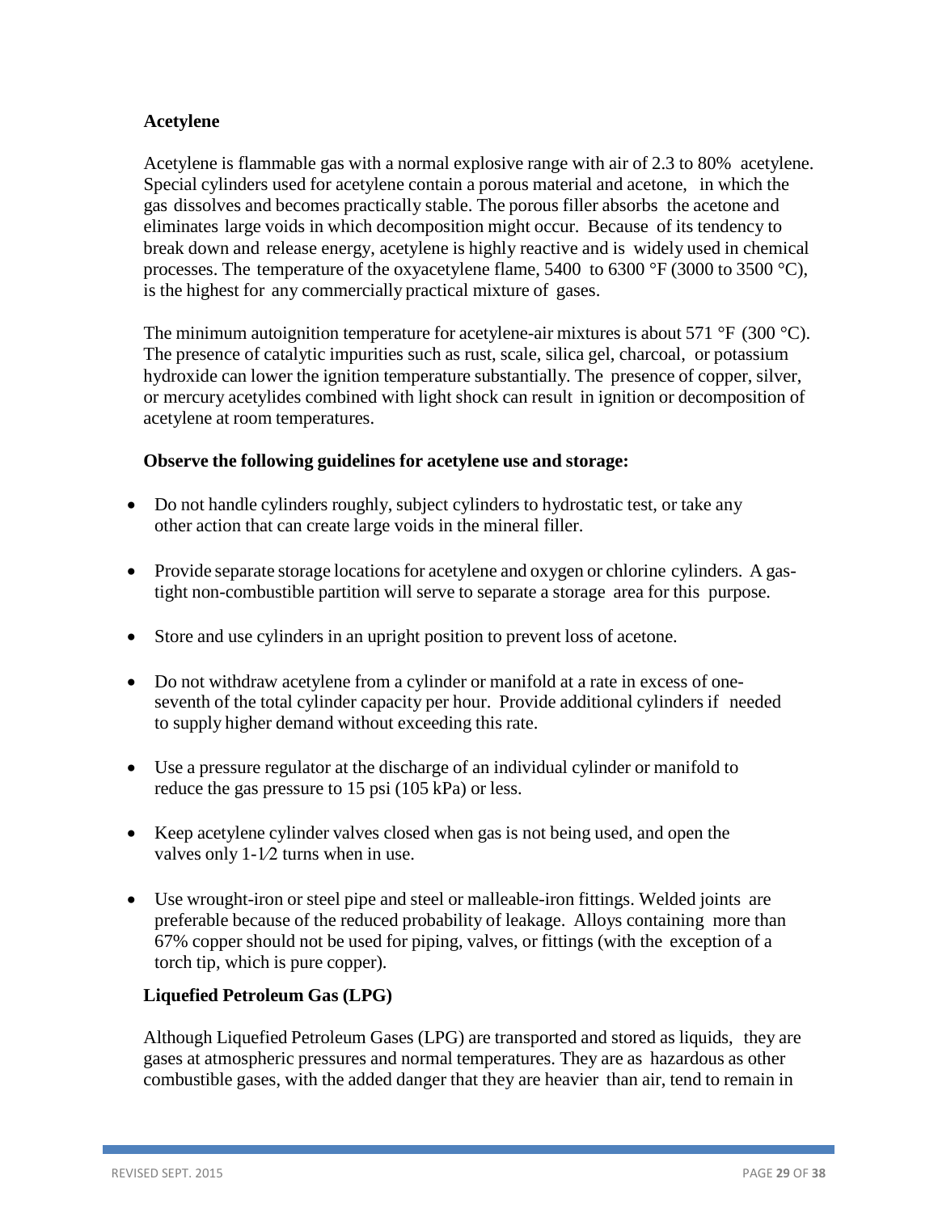### Acetylene

Acetylene is flammable gas with a normal explosive range with air of 2.3 to 80% acetylene. Special cylinders used for acetylene contain a porous material and acetone, in which the gas dissolves and becomes practically stable. The porous filler absorbs the acetone and eliminates large voids in which decomposition might occur. Because of its tendency to break down and release energy, acetylene is highly reactive and is widely used in chemical processes. The temperature of the oxyacetylene flame, 5400 to 6300 °F (3000 to 3500 °C), is the highest for any commercially practical mixture of gases.

The minimum autoignition temperature for acetylene-air mixtures is about 571 °F (300 °C). The presence of catalytic impurities such as rust, scale, silica gel, charcoal, or potassium hydroxide can lower the ignition temperature substantially. The presence of copper, silver, or mercury acetylides combined with light shock can result in ignition or decomposition of acetylene at room temperatures.

**Observe the following guidelines for acetylene use and storage:**

- Do not handle cylinders roughly, subject cylinders to hydrostatic test, or take any other action that can create large voids in the mineral filler.
- Provide separate storage locations for acetylene and oxygen or chlorine cylinders. A gas-tight non-combustible partition will serve to separate a storage area for this purpose.
- Store and use cylinders in an upright position to prevent loss of acetone.
- Do not withdraw acetylene from a cylinder or manifold at a rate in excess of one-seventh of the total cylinder capacity per hour. Provide additional cylinders if needed to supply higher demand without exceeding this rate.
- Use a pressure regulator at the discharge of an individual cylinder or manifold to reduce the gas pressure to 15 psi (105 kPa) or less.
- Keep acetylene cylinder valves closed when gas is not being used, and open the valves only 1-1⁄2 turns when in use.
- Use wrought-iron or steel pipe and steel or malleable-iron fittings. Welded joints are preferable because of the reduced probability of leakage. Alloys containing more than 67% copper should not be used for piping, valves, or fittings (with the exception of a torch tip, which is pure copper).

### Liquefied Petroleum Gas (LPG)

Although Liquefied Petroleum Gases (LPG) are transported and stored as liquids, they are gases at atmospheric pressures and normal temperatures. They are as hazardous as other combustible gases, with the added danger that they are heavier than air, tend to remain in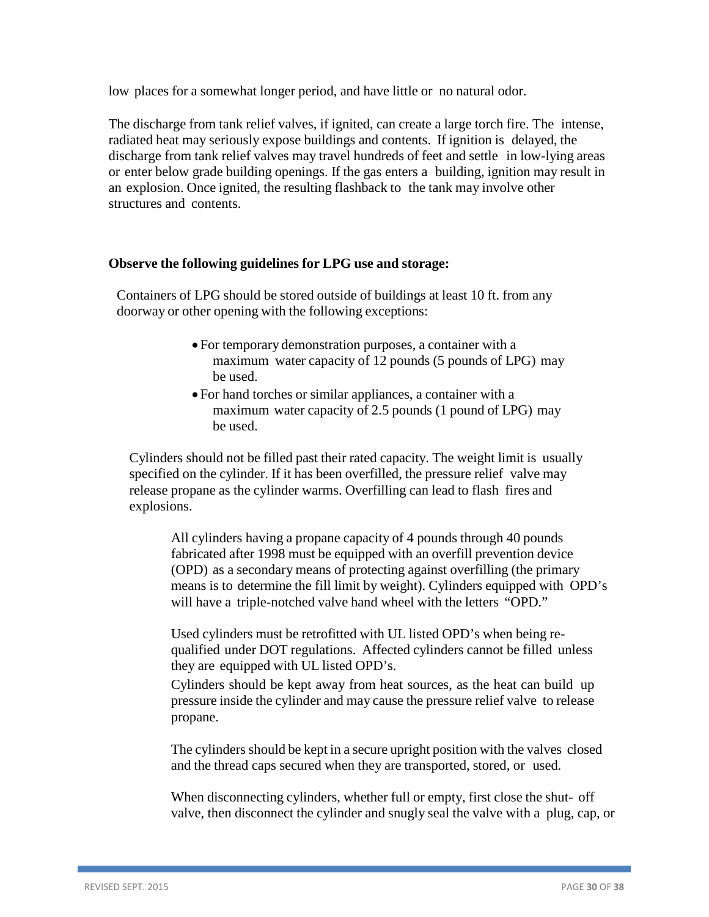low places for a somewhat longer period, and have little or no natural odor.

The discharge from tank relief valves, if ignited, can create a large torch fire. The intense, radiated heat may seriously expose buildings and contents. If ignition is delayed, the discharge from tank relief valves may travel hundreds of feet and settle in low-lying areas or enter below grade building openings. If the gas enters a building, ignition may result in an explosion. Once ignited, the resulting flashback to the tank may involve other structures and contents.

**Observe the following guidelines for LPG use and storage:**

Containers of LPG should be stored outside of buildings at least 10 ft. from any doorway or other opening with the following exceptions:

- For temporary demonstration purposes, a container with a maximum water capacity of 12 pounds (5 pounds of LPG) may be used.
- For hand torches or similar appliances, a container with a maximum water capacity of 2.5 pounds (1 pound of LPG) may be used.

Cylinders should not be filled past their rated capacity. The weight limit is usually specified on the cylinder. If it has been overfilled, the pressure relief valve may release propane as the cylinder warms. Overfilling can lead to flash fires and explosions.

All cylinders having a propane capacity of 4 pounds through 40 pounds fabricated after 1998 must be equipped with an overfill prevention device (OPD) as a secondary means of protecting against overfilling (the primary means is to determine the fill limit by weight). Cylinders equipped with OPD's will have a triple-notched valve hand wheel with the letters "OPD."

Used cylinders must be retrofitted with UL listed OPD's when being re-qualified under DOT regulations. Affected cylinders cannot be filled unless they are equipped with UL listed OPD's.

Cylinders should be kept away from heat sources, as the heat can build up pressure inside the cylinder and may cause the pressure relief valve to release propane.

The cylinders should be kept in a secure upright position with the valves closed and the thread caps secured when they are transported, stored, or used.

When disconnecting cylinders, whether full or empty, first close the shut- off valve, then disconnect the cylinder and snugly seal the valve with a plug, cap, or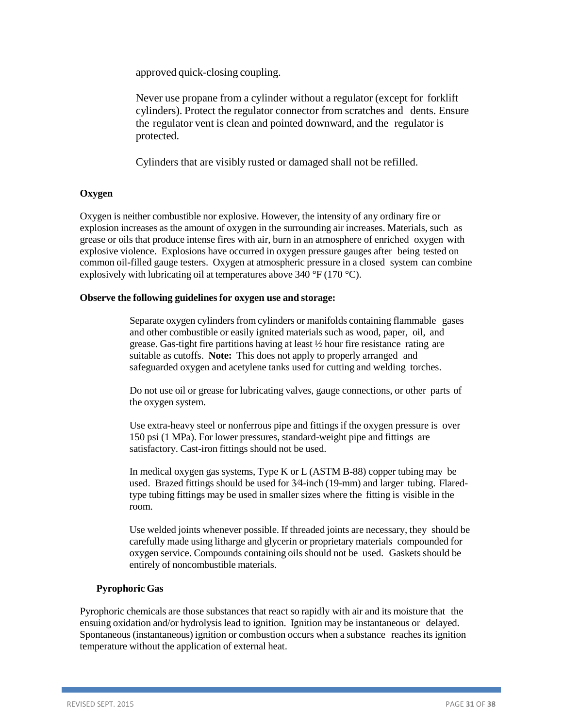approved quick-closing coupling.

Never use propane from a cylinder without a regulator (except for forklift cylinders). Protect the regulator connector from scratches and dents. Ensure the regulator vent is clean and pointed downward, and the regulator is protected.

Cylinders that are visibly rusted or damaged shall not be refilled.

### Oxygen

Oxygen is neither combustible nor explosive. However, the intensity of any ordinary fire or explosion increases as the amount of oxygen in the surrounding air increases. Materials, such as grease or oils that produce intense fires with air, burn in an atmosphere of enriched oxygen with explosive violence. Explosions have occurred in oxygen pressure gauges after being tested on common oil-filled gauge testers. Oxygen at atmospheric pressure in a closed system can combine explosively with lubricating oil at temperatures above 340 °F (170 °C).

**Observe the following guidelines for oxygen use and storage:**

Separate oxygen cylinders from cylinders or manifolds containing flammable gases and other combustible or easily ignited materials such as wood, paper, oil, and grease. Gas-tight fire partitions having at least ½ hour fire resistance rating are suitable as cutoffs. **Note:** This does not apply to properly arranged and safeguarded oxygen and acetylene tanks used for cutting and welding torches.

Do not use oil or grease for lubricating valves, gauge connections, or other parts of the oxygen system.

Use extra-heavy steel or nonferrous pipe and fittings if the oxygen pressure is over 150 psi (1 MPa). For lower pressures, standard-weight pipe and fittings are satisfactory. Cast-iron fittings should not be used.

In medical oxygen gas systems, Type K or L (ASTM B-88) copper tubing may be used. Brazed fittings should be used for 3⁄4-inch (19-mm) and larger tubing. Flared-type tubing fittings may be used in smaller sizes where the fitting is visible in the room.

Use welded joints whenever possible. If threaded joints are necessary, they should be carefully made using litharge and glycerin or proprietary materials compounded for oxygen service. Compounds containing oils should not be used. Gaskets should be entirely of noncombustible materials.

### Pyrophoric Gas

Pyrophoric chemicals are those substances that react so rapidly with air and its moisture that the ensuing oxidation and/or hydrolysis lead to ignition. Ignition may be instantaneous or delayed. Spontaneous (instantaneous) ignition or combustion occurs when a substance reaches its ignition temperature without the application of external heat.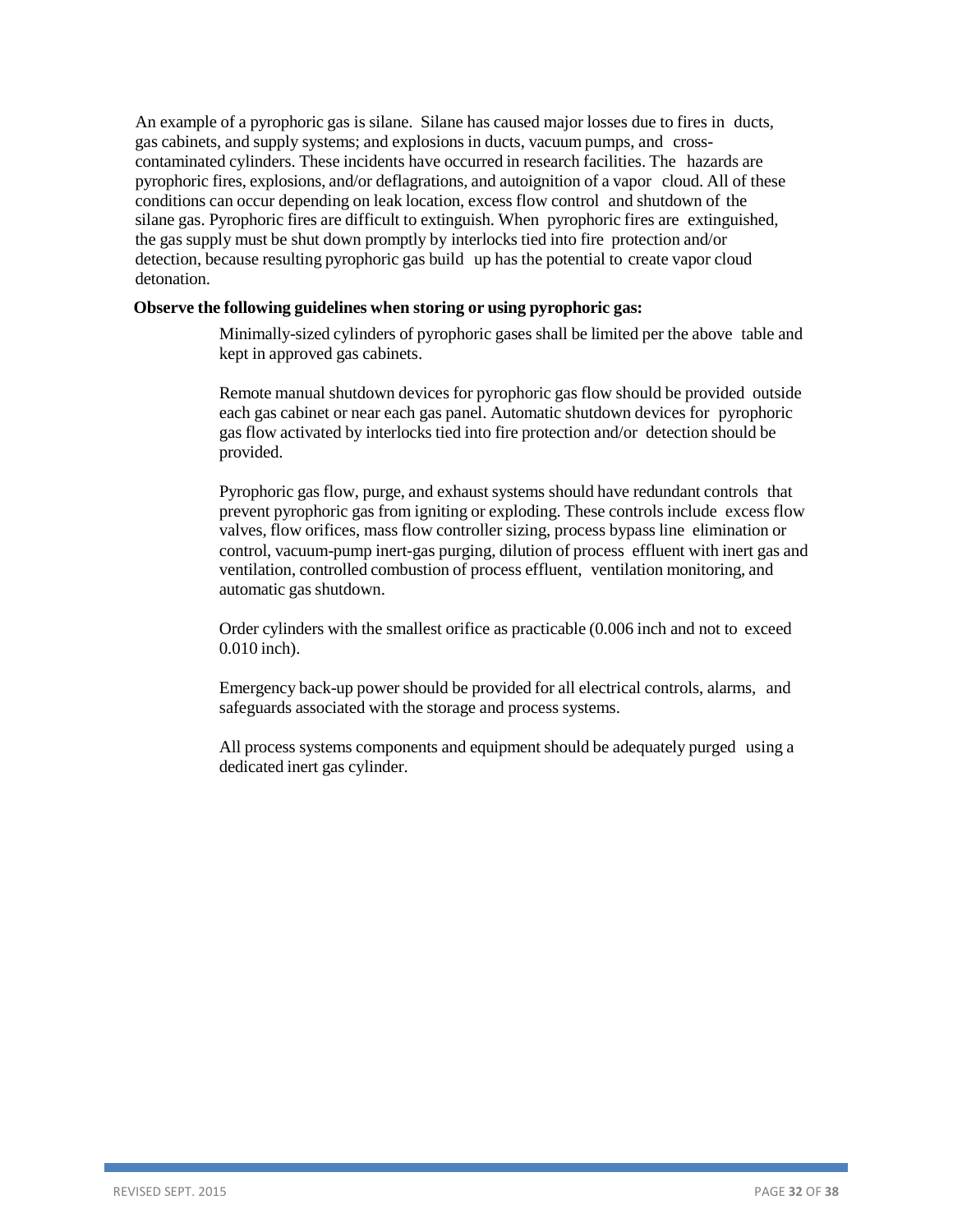An example of a pyrophoric gas is silane. Silane has caused major losses due to fires in ducts, gas cabinets, and supply systems; and explosions in ducts, vacuum pumps, and cross-contaminated cylinders. These incidents have occurred in research facilities. The hazards are pyrophoric fires, explosions, and/or deflagrations, and autoignition of a vapor cloud. All of these conditions can occur depending on leak location, excess flow control and shutdown of the silane gas. Pyrophoric fires are difficult to extinguish. When pyrophoric fires are extinguished, the gas supply must be shut down promptly by interlocks tied into fire protection and/or detection, because resulting pyrophoric gas build up has the potential to create vapor cloud detonation.

**Observe the following guidelines when storing or using pyrophoric gas:**

Minimally-sized cylinders of pyrophoric gases shall be limited per the above table and kept in approved gas cabinets.

Remote manual shutdown devices for pyrophoric gas flow should be provided outside each gas cabinet or near each gas panel. Automatic shutdown devices for pyrophoric gas flow activated by interlocks tied into fire protection and/or detection should be provided.

Pyrophoric gas flow, purge, and exhaust systems should have redundant controls that prevent pyrophoric gas from igniting or exploding. These controls include excess flow valves, flow orifices, mass flow controller sizing, process bypass line elimination or control, vacuum-pump inert-gas purging, dilution of process effluent with inert gas and ventilation, controlled combustion of process effluent, ventilation monitoring, and automatic gas shutdown.

Order cylinders with the smallest orifice as practicable (0.006 inch and not to exceed 0.010 inch).

Emergency back-up power should be provided for all electrical controls, alarms, and safeguards associated with the storage and process systems.

All process systems components and equipment should be adequately purged using a dedicated inert gas cylinder.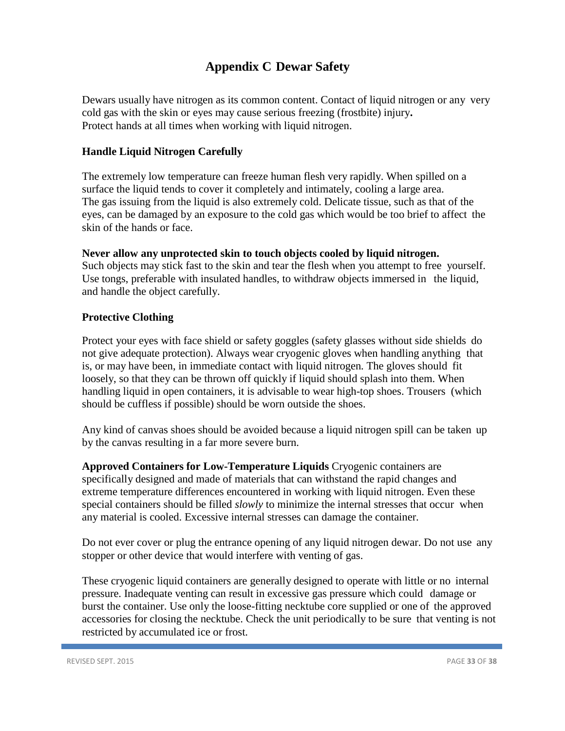# Appendix C Dewar Safety

Dewars usually have nitrogen as its common content. Contact of liquid nitrogen or any very cold gas with the skin or eyes may cause serious freezing (frostbite) injury**.**
Protect hands at all times when working with liquid nitrogen.

### Handle Liquid Nitrogen Carefully

The extremely low temperature can freeze human flesh very rapidly. When spilled on a surface the liquid tends to cover it completely and intimately, cooling a large area.
The gas issuing from the liquid is also extremely cold. Delicate tissue, such as that of the eyes, can be damaged by an exposure to the cold gas which would be too brief to affect the skin of the hands or face.

**Never allow any unprotected skin to touch objects cooled by liquid nitrogen.**
Such objects may stick fast to the skin and tear the flesh when you attempt to free yourself. Use tongs, preferable with insulated handles, to withdraw objects immersed in the liquid, and handle the object carefully.

### Protective Clothing

Protect your eyes with face shield or safety goggles (safety glasses without side shields do not give adequate protection). Always wear cryogenic gloves when handling anything that is, or may have been, in immediate contact with liquid nitrogen. The gloves should fit loosely, so that they can be thrown off quickly if liquid should splash into them. When handling liquid in open containers, it is advisable to wear high-top shoes. Trousers (which should be cuffless if possible) should be worn outside the shoes.

Any kind of canvas shoes should be avoided because a liquid nitrogen spill can be taken up by the canvas resulting in a far more severe burn.

**Approved Containers for Low-Temperature Liquids** Cryogenic containers are specifically designed and made of materials that can withstand the rapid changes and extreme temperature differences encountered in working with liquid nitrogen. Even these special containers should be filled *slowly* to minimize the internal stresses that occur when any material is cooled. Excessive internal stresses can damage the container.

Do not ever cover or plug the entrance opening of any liquid nitrogen dewar. Do not use any stopper or other device that would interfere with venting of gas.

These cryogenic liquid containers are generally designed to operate with little or no internal pressure. Inadequate venting can result in excessive gas pressure which could damage or burst the container. Use only the loose-fitting necktube core supplied or one of the approved accessories for closing the necktube. Check the unit periodically to be sure that venting is not restricted by accumulated ice or frost.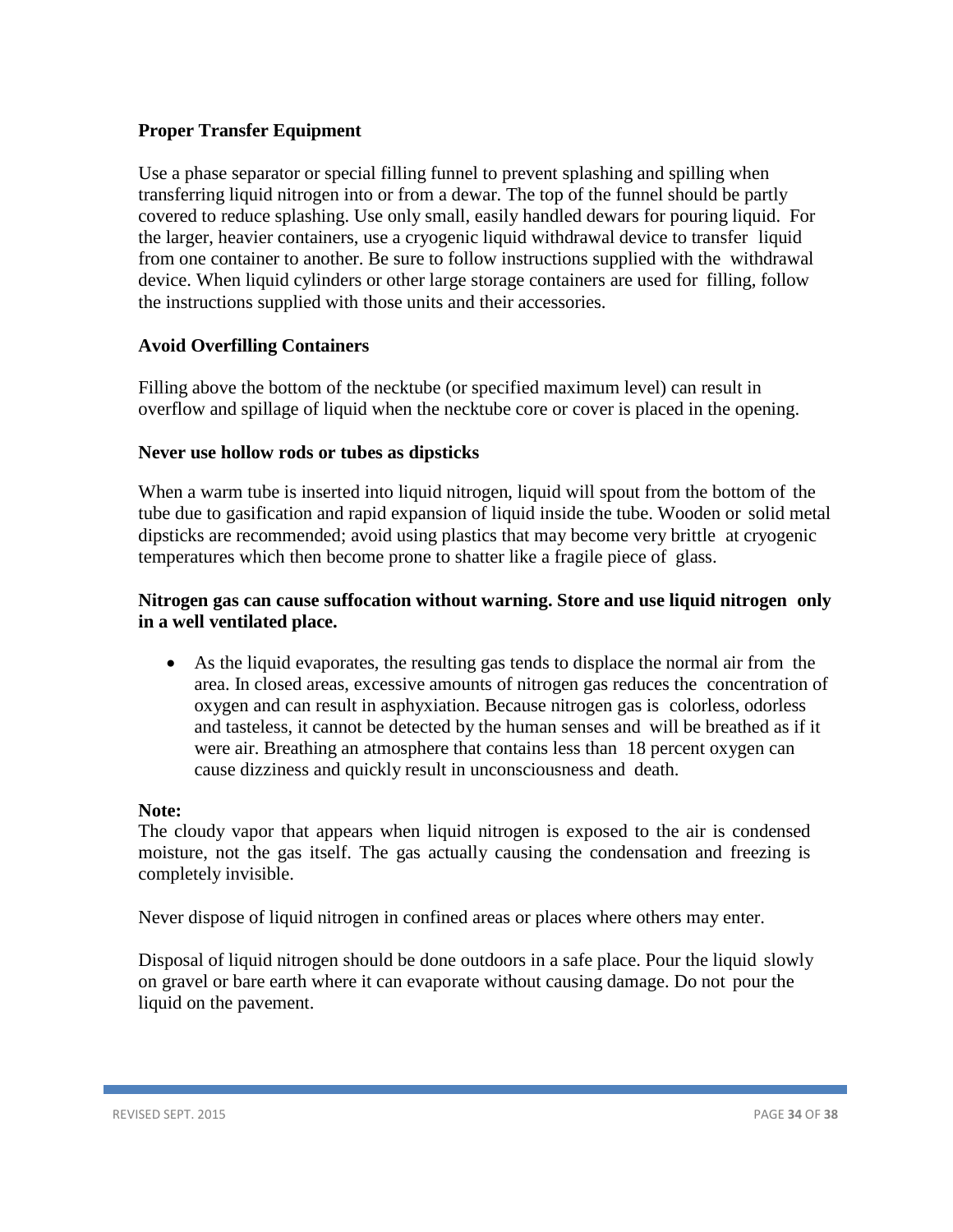**Proper Transfer Equipment**

Use a phase separator or special filling funnel to prevent splashing and spilling when transferring liquid nitrogen into or from a dewar. The top of the funnel should be partly covered to reduce splashing. Use only small, easily handled dewars for pouring liquid. For the larger, heavier containers, use a cryogenic liquid withdrawal device to transfer liquid from one container to another. Be sure to follow instructions supplied with the withdrawal device. When liquid cylinders or other large storage containers are used for filling, follow the instructions supplied with those units and their accessories.

**Avoid Overfilling Containers**

Filling above the bottom of the necktube (or specified maximum level) can result in overflow and spillage of liquid when the necktube core or cover is placed in the opening.

**Never use hollow rods or tubes as dipsticks**

When a warm tube is inserted into liquid nitrogen, liquid will spout from the bottom of the tube due to gasification and rapid expansion of liquid inside the tube. Wooden or solid metal dipsticks are recommended; avoid using plastics that may become very brittle at cryogenic temperatures which then become prone to shatter like a fragile piece of glass.

**Nitrogen gas can cause suffocation without warning. Store and use liquid nitrogen only in a well ventilated place.**

- As the liquid evaporates, the resulting gas tends to displace the normal air from the area. In closed areas, excessive amounts of nitrogen gas reduces the concentration of oxygen and can result in asphyxiation. Because nitrogen gas is colorless, odorless and tasteless, it cannot be detected by the human senses and will be breathed as if it were air. Breathing an atmosphere that contains less than 18 percent oxygen can cause dizziness and quickly result in unconsciousness and death.

**Note:**
The cloudy vapor that appears when liquid nitrogen is exposed to the air is condensed moisture, not the gas itself. The gas actually causing the condensation and freezing is completely invisible.

Never dispose of liquid nitrogen in confined areas or places where others may enter.

Disposal of liquid nitrogen should be done outdoors in a safe place. Pour the liquid slowly on gravel or bare earth where it can evaporate without causing damage. Do not pour the liquid on the pavement.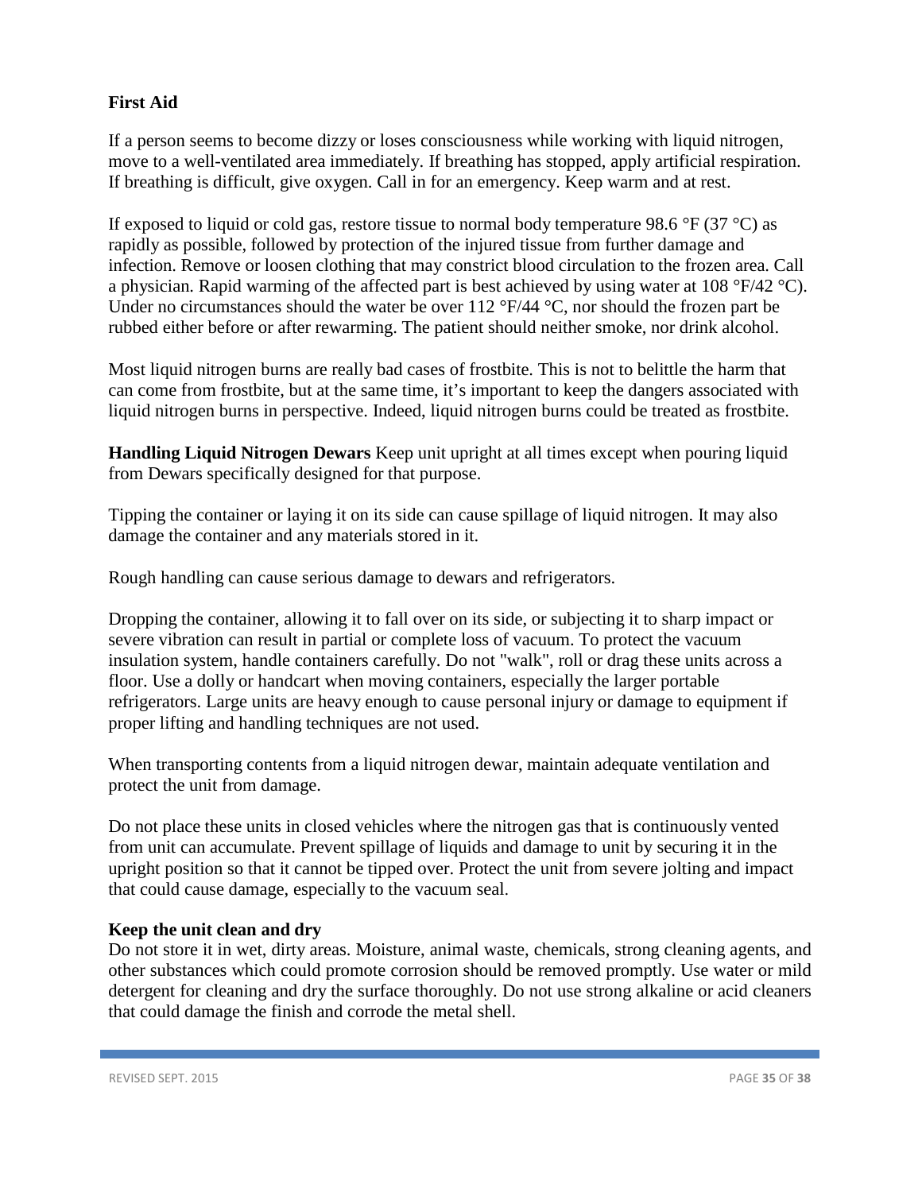**First Aid**

If a person seems to become dizzy or loses consciousness while working with liquid nitrogen, move to a well-ventilated area immediately. If breathing has stopped, apply artificial respiration. If breathing is difficult, give oxygen. Call in for an emergency. Keep warm and at rest.

If exposed to liquid or cold gas, restore tissue to normal body temperature 98.6 °F (37 °C) as rapidly as possible, followed by protection of the injured tissue from further damage and infection. Remove or loosen clothing that may constrict blood circulation to the frozen area. Call a physician. Rapid warming of the affected part is best achieved by using water at 108 °F/42 °C). Under no circumstances should the water be over 112 °F/44 °C, nor should the frozen part be rubbed either before or after rewarming. The patient should neither smoke, nor drink alcohol.

Most liquid nitrogen burns are really bad cases of frostbite. This is not to belittle the harm that can come from frostbite, but at the same time, it's important to keep the dangers associated with liquid nitrogen burns in perspective. Indeed, liquid nitrogen burns could be treated as frostbite.

**Handling Liquid Nitrogen Dewars** Keep unit upright at all times except when pouring liquid from Dewars specifically designed for that purpose.

Tipping the container or laying it on its side can cause spillage of liquid nitrogen. It may also damage the container and any materials stored in it.

Rough handling can cause serious damage to dewars and refrigerators.

Dropping the container, allowing it to fall over on its side, or subjecting it to sharp impact or severe vibration can result in partial or complete loss of vacuum. To protect the vacuum insulation system, handle containers carefully. Do not "walk", roll or drag these units across a floor. Use a dolly or handcart when moving containers, especially the larger portable refrigerators. Large units are heavy enough to cause personal injury or damage to equipment if proper lifting and handling techniques are not used.

When transporting contents from a liquid nitrogen dewar, maintain adequate ventilation and protect the unit from damage.

Do not place these units in closed vehicles where the nitrogen gas that is continuously vented from unit can accumulate. Prevent spillage of liquids and damage to unit by securing it in the upright position so that it cannot be tipped over. Protect the unit from severe jolting and impact that could cause damage, especially to the vacuum seal.

**Keep the unit clean and dry**

Do not store it in wet, dirty areas. Moisture, animal waste, chemicals, strong cleaning agents, and other substances which could promote corrosion should be removed promptly. Use water or mild detergent for cleaning and dry the surface thoroughly. Do not use strong alkaline or acid cleaners that could damage the finish and corrode the metal shell.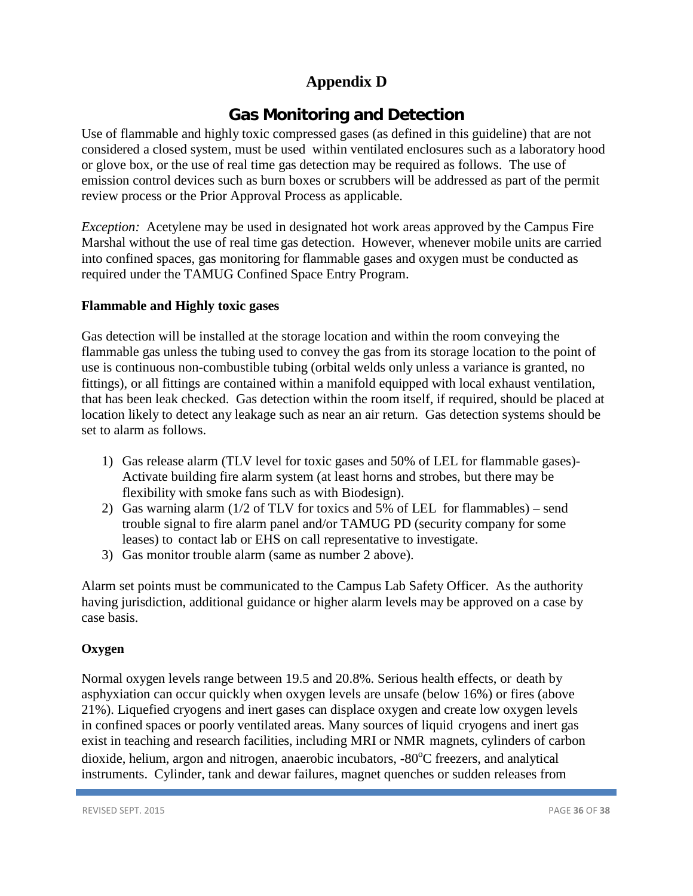# Appendix D

## Gas Monitoring and Detection

Use of flammable and highly toxic compressed gases (as defined in this guideline) that are not considered a closed system, must be used within ventilated enclosures such as a laboratory hood or glove box, or the use of real time gas detection may be required as follows. The use of emission control devices such as burn boxes or scrubbers will be addressed as part of the permit review process or the Prior Approval Process as applicable.

*Exception:* Acetylene may be used in designated hot work areas approved by the Campus Fire Marshal without the use of real time gas detection. However, whenever mobile units are carried into confined spaces, gas monitoring for flammable gases and oxygen must be conducted as required under the TAMUG Confined Space Entry Program.

### Flammable and Highly toxic gases

Gas detection will be installed at the storage location and within the room conveying the flammable gas unless the tubing used to convey the gas from its storage location to the point of use is continuous non-combustible tubing (orbital welds only unless a variance is granted, no fittings), or all fittings are contained within a manifold equipped with local exhaust ventilation, that has been leak checked. Gas detection within the room itself, if required, should be placed at location likely to detect any leakage such as near an air return. Gas detection systems should be set to alarm as follows.

1) Gas release alarm (TLV level for toxic gases and 50% of LEL for flammable gases)- Activate building fire alarm system (at least horns and strobes, but there may be flexibility with smoke fans such as with Biodesign).
2) Gas warning alarm (1/2 of TLV for toxics and 5% of LEL for flammables) – send trouble signal to fire alarm panel and/or TAMUG PD (security company for some leases) to contact lab or EHS on call representative to investigate.
3) Gas monitor trouble alarm (same as number 2 above).

Alarm set points must be communicated to the Campus Lab Safety Officer. As the authority having jurisdiction, additional guidance or higher alarm levels may be approved on a case by case basis.

### Oxygen

Normal oxygen levels range between 19.5 and 20.8%. Serious health effects, or death by asphyxiation can occur quickly when oxygen levels are unsafe (below 16%) or fires (above 21%). Liquefied cryogens and inert gases can displace oxygen and create low oxygen levels in confined spaces or poorly ventilated areas. Many sources of liquid cryogens and inert gas exist in teaching and research facilities, including MRI or NMR magnets, cylinders of carbon dioxide, helium, argon and nitrogen, anaerobic incubators, -80°C freezers, and analytical instruments. Cylinder, tank and dewar failures, magnet quenches or sudden releases from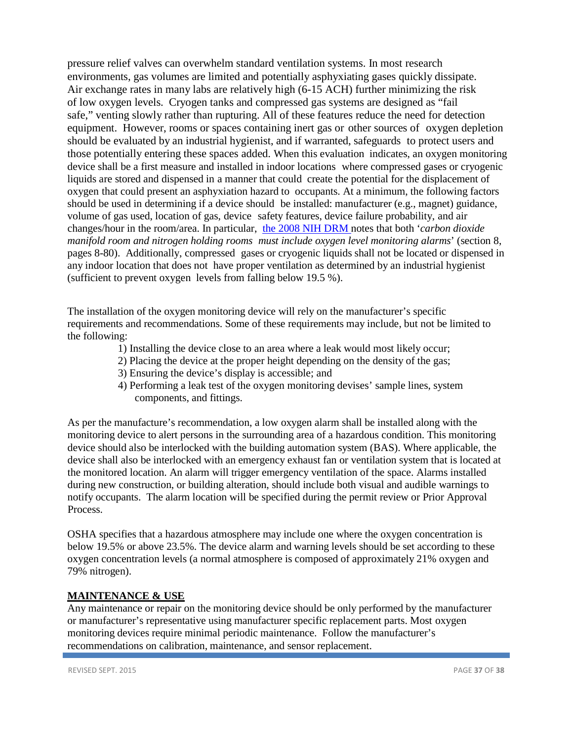pressure relief valves can overwhelm standard ventilation systems. In most research environments, gas volumes are limited and potentially asphyxiating gases quickly dissipate. Air exchange rates in many labs are relatively high (6-15 ACH) further minimizing the risk of low oxygen levels. Cryogen tanks and compressed gas systems are designed as "fail safe," venting slowly rather than rupturing. All of these features reduce the need for detection equipment. However, rooms or spaces containing inert gas or other sources of oxygen depletion should be evaluated by an industrial hygienist, and if warranted, safeguards to protect users and those potentially entering these spaces added. When this evaluation indicates, an oxygen monitoring device shall be a first measure and installed in indoor locations where compressed gases or cryogenic liquids are stored and dispensed in a manner that could create the potential for the displacement of oxygen that could present an asphyxiation hazard to occupants. At a minimum, the following factors should be used in determining if a device should be installed: manufacturer (e.g., magnet) guidance, volume of gas used, location of gas, device safety features, device failure probability, and air changes/hour in the room/area. In particular, [the 2008 NIH DRM] notes that both '*carbon dioxide manifold room and nitrogen holding rooms must include oxygen level monitoring alarms*' (section 8, pages 8-80). Additionally, compressed gases or cryogenic liquids shall not be located or dispensed in any indoor location that does not have proper ventilation as determined by an industrial hygienist (sufficient to prevent oxygen levels from falling below 19.5 %).

The installation of the oxygen monitoring device will rely on the manufacturer's specific requirements and recommendations. Some of these requirements may include, but not be limited to the following:

1) Installing the device close to an area where a leak would most likely occur;
2) Placing the device at the proper height depending on the density of the gas;
3) Ensuring the device's display is accessible; and
4) Performing a leak test of the oxygen monitoring devises' sample lines, system components, and fittings.

As per the manufacture's recommendation, a low oxygen alarm shall be installed along with the monitoring device to alert persons in the surrounding area of a hazardous condition. This monitoring device should also be interlocked with the building automation system (BAS). Where applicable, the device shall also be interlocked with an emergency exhaust fan or ventilation system that is located at the monitored location. An alarm will trigger emergency ventilation of the space. Alarms installed during new construction, or building alteration, should include both visual and audible warnings to notify occupants. The alarm location will be specified during the permit review or Prior Approval Process.

OSHA specifies that a hazardous atmosphere may include one where the oxygen concentration is below 19.5% or above 23.5%. The device alarm and warning levels should be set according to these oxygen concentration levels (a normal atmosphere is composed of approximately 21% oxygen and 79% nitrogen).

## MAINTENANCE & USE

Any maintenance or repair on the monitoring device should be only performed by the manufacturer or manufacturer's representative using manufacturer specific replacement parts. Most oxygen monitoring devices require minimal periodic maintenance. Follow the manufacturer's recommendations on calibration, maintenance, and sensor replacement.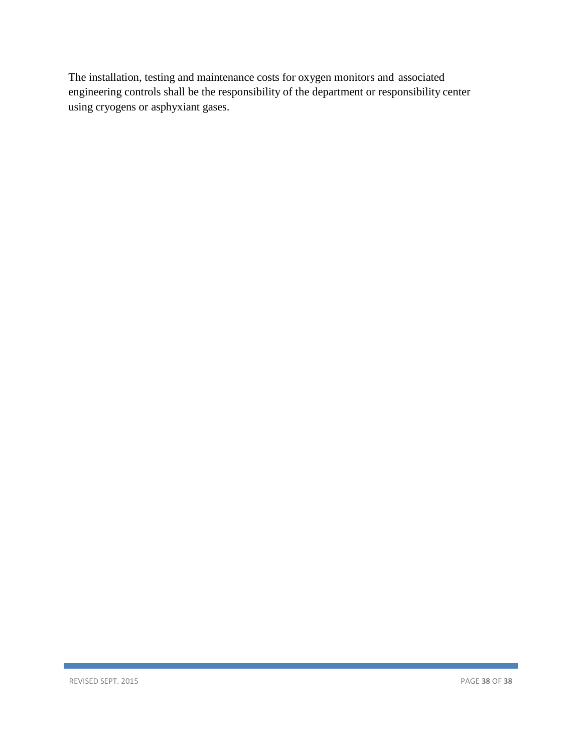The installation, testing and maintenance costs for oxygen monitors and associated engineering controls shall be the responsibility of the department or responsibility center using cryogens or asphyxiant gases.